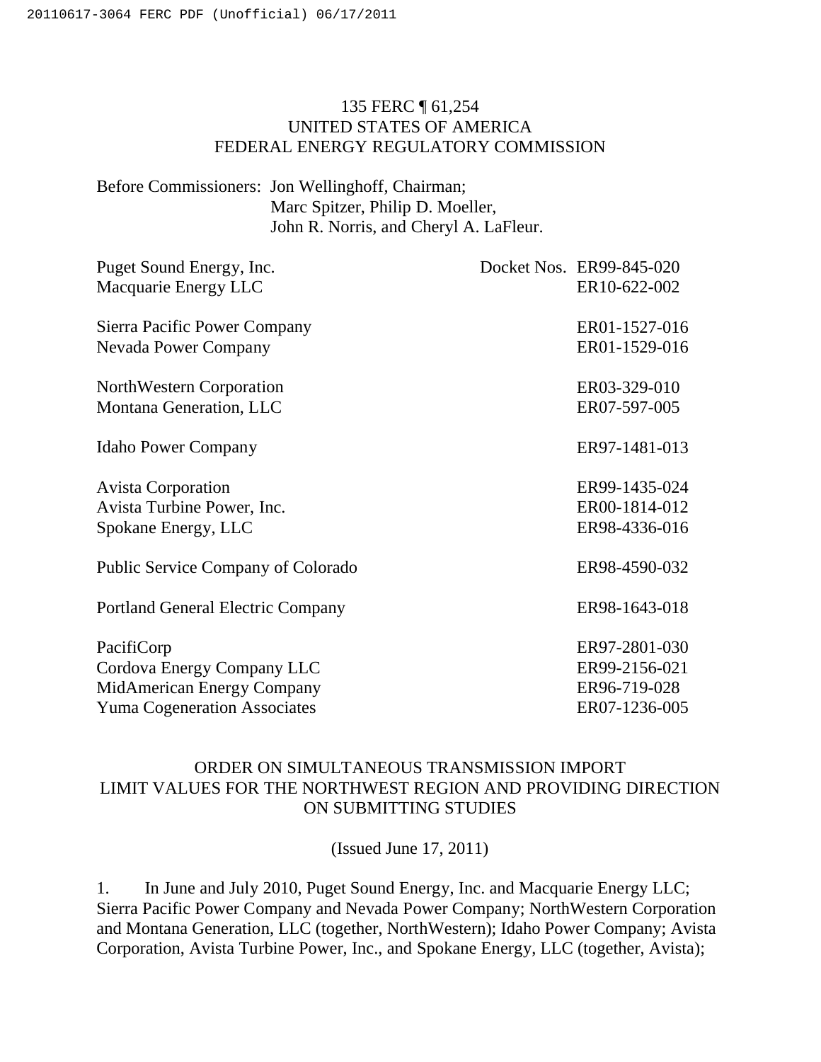135 FERC ¶ 61,254
UNITED STATES OF AMERICA
FEDERAL ENERGY REGULATORY COMMISSION

Before Commissioners: Jon Wellinghoff, Chairman;
Marc Spitzer, Philip D. Moeller,
John R. Norris, and Cheryl A. LaFleur.

| | Docket Nos. |
|---|---|
| Puget Sound Energy, Inc. | ER99-845-020 |
| Macquarie Energy LLC | ER10-622-002 |
| | |
| Sierra Pacific Power Company | ER01-1527-016 |
| Nevada Power Company | ER01-1529-016 |
| | |
| NorthWestern Corporation | ER03-329-010 |
| Montana Generation, LLC | ER07-597-005 |
| | |
| Idaho Power Company | ER97-1481-013 |
| | |
| Avista Corporation | ER99-1435-024 |
| Avista Turbine Power, Inc. | ER00-1814-012 |
| Spokane Energy, LLC | ER98-4336-016 |
| | |
| Public Service Company of Colorado | ER98-4590-032 |
| | |
| Portland General Electric Company | ER98-1643-018 |
| | |
| PacifiCorp | ER97-2801-030 |
| Cordova Energy Company LLC | ER99-2156-021 |
| MidAmerican Energy Company | ER96-719-028 |
| Yuma Cogeneration Associates | ER07-1236-005 |

ORDER ON SIMULTANEOUS TRANSMISSION IMPORT LIMIT VALUES FOR THE NORTHWEST REGION AND PROVIDING DIRECTION ON SUBMITTING STUDIES

(Issued June 17, 2011)

1. In June and July 2010, Puget Sound Energy, Inc. and Macquarie Energy LLC; Sierra Pacific Power Company and Nevada Power Company; NorthWestern Corporation and Montana Generation, LLC (together, NorthWestern); Idaho Power Company; Avista Corporation, Avista Turbine Power, Inc., and Spokane Energy, LLC (together, Avista);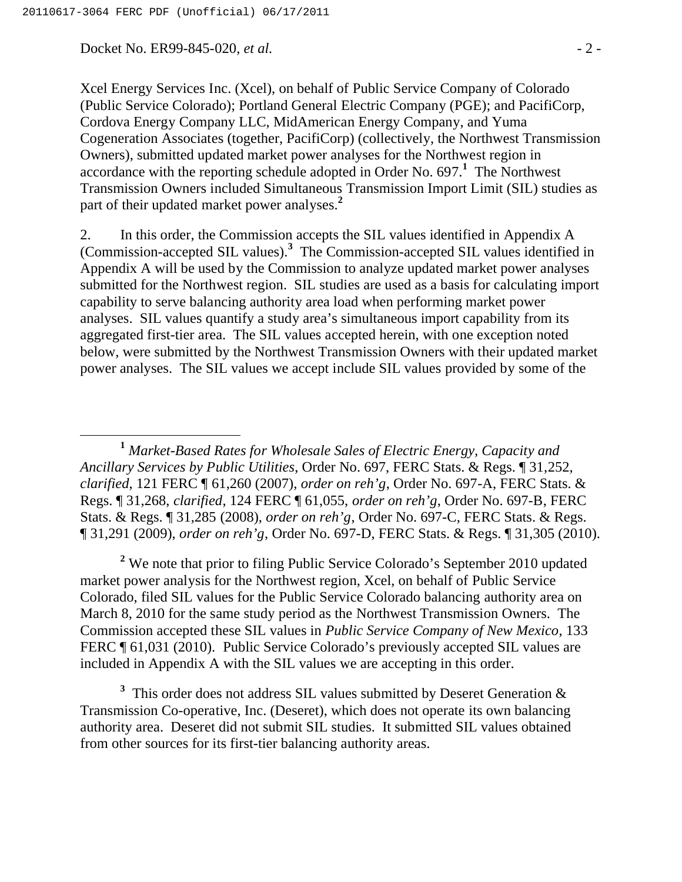Xcel Energy Services Inc. (Xcel), on behalf of Public Service Company of Colorado (Public Service Colorado); Portland General Electric Company (PGE); and PacifiCorp, Cordova Energy Company LLC, MidAmerican Energy Company, and Yuma Cogeneration Associates (together, PacifiCorp) (collectively, the Northwest Transmission Owners), submitted updated market power analyses for the Northwest region in accordance with the reporting schedule adopted in Order No. 697.[1] The Northwest Transmission Owners included Simultaneous Transmission Import Limit (SIL) studies as part of their updated market power analyses.[2]

2. In this order, the Commission accepts the SIL values identified in Appendix A (Commission-accepted SIL values).[3] The Commission-accepted SIL values identified in Appendix A will be used by the Commission to analyze updated market power analyses submitted for the Northwest region. SIL studies are used as a basis for calculating import capability to serve balancing authority area load when performing market power analyses. SIL values quantify a study area's simultaneous import capability from its aggregated first-tier area. The SIL values accepted herein, with one exception noted below, were submitted by the Northwest Transmission Owners with their updated market power analyses. The SIL values we accept include SIL values provided by some of the

---

[1] *Market-Based Rates for Wholesale Sales of Electric Energy, Capacity and Ancillary Services by Public Utilities*, Order No. 697, FERC Stats. & Regs. ¶ 31,252, *clarified*, 121 FERC ¶ 61,260 (2007), *order on reh'g*, Order No. 697-A, FERC Stats. & Regs. ¶ 31,268, *clarified*, 124 FERC ¶ 61,055, *order on reh'g*, Order No. 697-B, FERC Stats. & Regs. ¶ 31,285 (2008), *order on reh'g*, Order No. 697-C, FERC Stats. & Regs. ¶ 31,291 (2009), *order on reh'g*, Order No. 697-D, FERC Stats. & Regs. ¶ 31,305 (2010).

[2] We note that prior to filing Public Service Colorado's September 2010 updated market power analysis for the Northwest region, Xcel, on behalf of Public Service Colorado, filed SIL values for the Public Service Colorado balancing authority area on March 8, 2010 for the same study period as the Northwest Transmission Owners. The Commission accepted these SIL values in *Public Service Company of New Mexico*, 133 FERC ¶ 61,031 (2010). Public Service Colorado's previously accepted SIL values are included in Appendix A with the SIL values we are accepting in this order.

[3] This order does not address SIL values submitted by Deseret Generation & Transmission Co-operative, Inc. (Deseret), which does not operate its own balancing authority area. Deseret did not submit SIL studies. It submitted SIL values obtained from other sources for its first-tier balancing authority areas.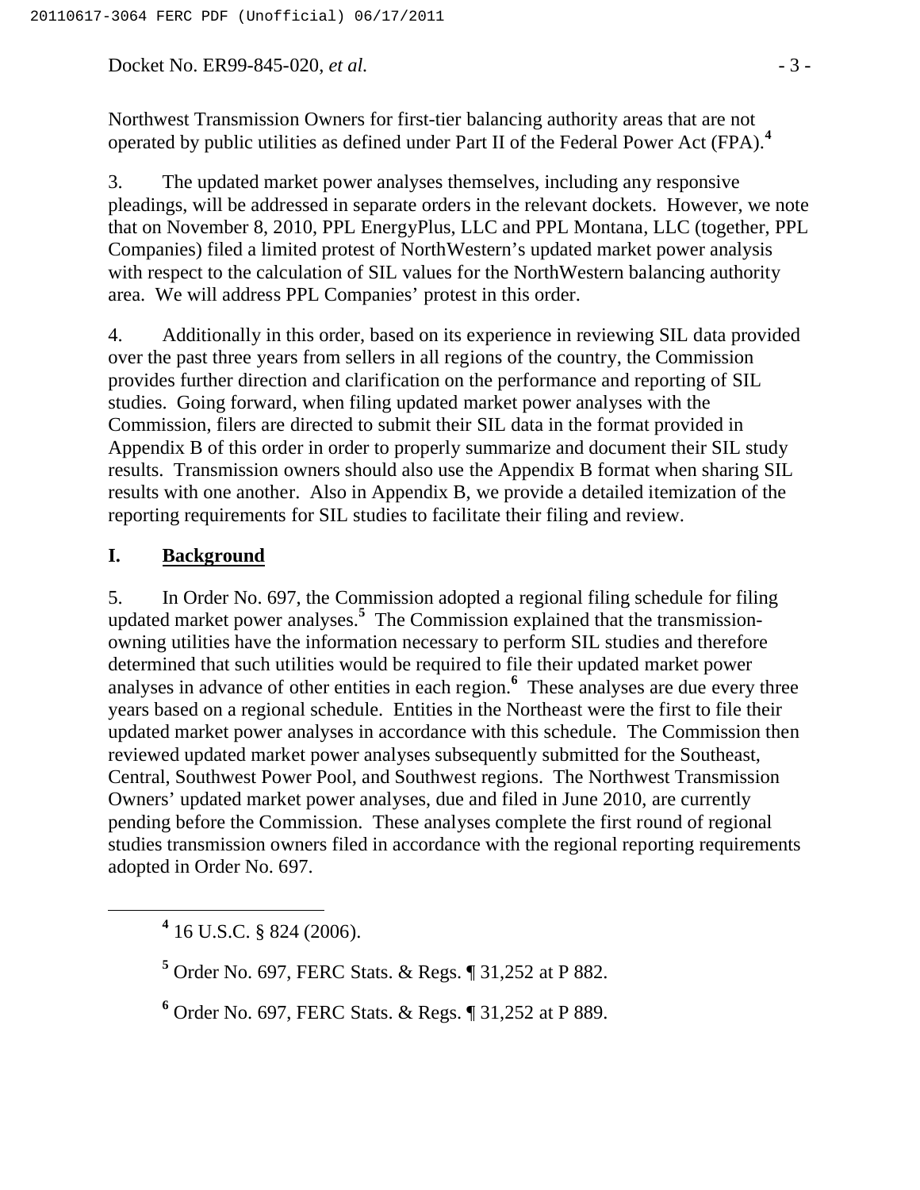Northwest Transmission Owners for first-tier balancing authority areas that are not operated by public utilities as defined under Part II of the Federal Power Act (FPA).[4]

3. The updated market power analyses themselves, including any responsive pleadings, will be addressed in separate orders in the relevant dockets. However, we note that on November 8, 2010, PPL EnergyPlus, LLC and PPL Montana, LLC (together, PPL Companies) filed a limited protest of NorthWestern's updated market power analysis with respect to the calculation of SIL values for the NorthWestern balancing authority area. We will address PPL Companies' protest in this order.

4. Additionally in this order, based on its experience in reviewing SIL data provided over the past three years from sellers in all regions of the country, the Commission provides further direction and clarification on the performance and reporting of SIL studies. Going forward, when filing updated market power analyses with the Commission, filers are directed to submit their SIL data in the format provided in Appendix B of this order in order to properly summarize and document their SIL study results. Transmission owners should also use the Appendix B format when sharing SIL results with one another. Also in Appendix B, we provide a detailed itemization of the reporting requirements for SIL studies to facilitate their filing and review.

## I. **Background**

5. In Order No. 697, the Commission adopted a regional filing schedule for filing updated market power analyses.[5] The Commission explained that the transmission-owning utilities have the information necessary to perform SIL studies and therefore determined that such utilities would be required to file their updated market power analyses in advance of other entities in each region.[6] These analyses are due every three years based on a regional schedule. Entities in the Northeast were the first to file their updated market power analyses in accordance with this schedule. The Commission then reviewed updated market power analyses subsequently submitted for the Southeast, Central, Southwest Power Pool, and Southwest regions. The Northwest Transmission Owners' updated market power analyses, due and filed in June 2010, are currently pending before the Commission. These analyses complete the first round of regional studies transmission owners filed in accordance with the regional reporting requirements adopted in Order No. 697.

---

[4] 16 U.S.C. § 824 (2006).

[5] Order No. 697, FERC Stats. & Regs. ¶ 31,252 at P 882.

[6] Order No. 697, FERC Stats. & Regs. ¶ 31,252 at P 889.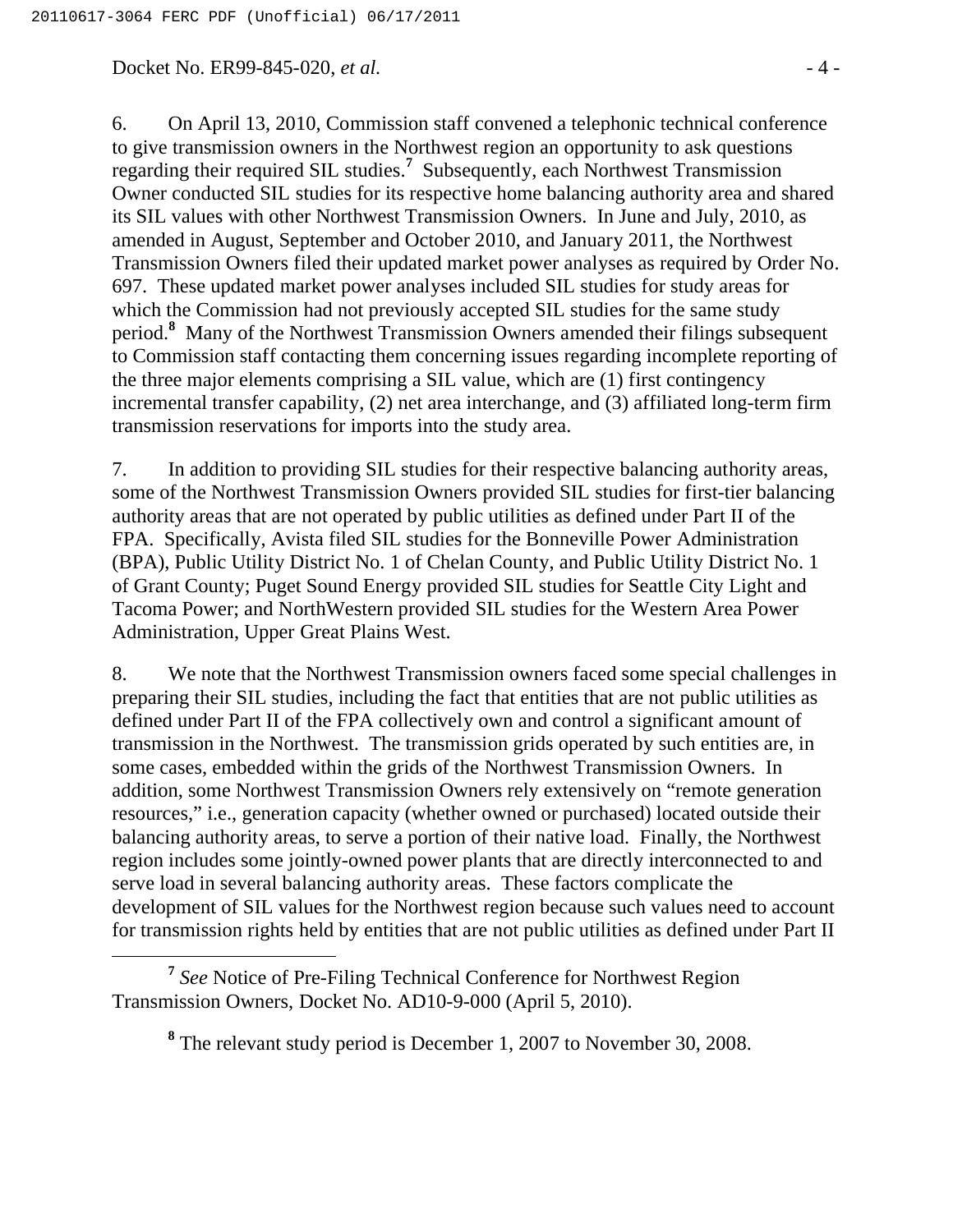6. On April 13, 2010, Commission staff convened a telephonic technical conference to give transmission owners in the Northwest region an opportunity to ask questions regarding their required SIL studies.[7] Subsequently, each Northwest Transmission Owner conducted SIL studies for its respective home balancing authority area and shared its SIL values with other Northwest Transmission Owners. In June and July, 2010, as amended in August, September and October 2010, and January 2011, the Northwest Transmission Owners filed their updated market power analyses as required by Order No. 697. These updated market power analyses included SIL studies for study areas for which the Commission had not previously accepted SIL studies for the same study period.[8] Many of the Northwest Transmission Owners amended their filings subsequent to Commission staff contacting them concerning issues regarding incomplete reporting of the three major elements comprising a SIL value, which are (1) first contingency incremental transfer capability, (2) net area interchange, and (3) affiliated long-term firm transmission reservations for imports into the study area.

7. In addition to providing SIL studies for their respective balancing authority areas, some of the Northwest Transmission Owners provided SIL studies for first-tier balancing authority areas that are not operated by public utilities as defined under Part II of the FPA. Specifically, Avista filed SIL studies for the Bonneville Power Administration (BPA), Public Utility District No. 1 of Chelan County, and Public Utility District No. 1 of Grant County; Puget Sound Energy provided SIL studies for Seattle City Light and Tacoma Power; and NorthWestern provided SIL studies for the Western Area Power Administration, Upper Great Plains West.

8. We note that the Northwest Transmission owners faced some special challenges in preparing their SIL studies, including the fact that entities that are not public utilities as defined under Part II of the FPA collectively own and control a significant amount of transmission in the Northwest. The transmission grids operated by such entities are, in some cases, embedded within the grids of the Northwest Transmission Owners. In addition, some Northwest Transmission Owners rely extensively on "remote generation resources," i.e., generation capacity (whether owned or purchased) located outside their balancing authority areas, to serve a portion of their native load. Finally, the Northwest region includes some jointly-owned power plants that are directly interconnected to and serve load in several balancing authority areas. These factors complicate the development of SIL values for the Northwest region because such values need to account for transmission rights held by entities that are not public utilities as defined under Part II

[7] *See* Notice of Pre-Filing Technical Conference for Northwest Region Transmission Owners, Docket No. AD10-9-000 (April 5, 2010).

[8] The relevant study period is December 1, 2007 to November 30, 2008.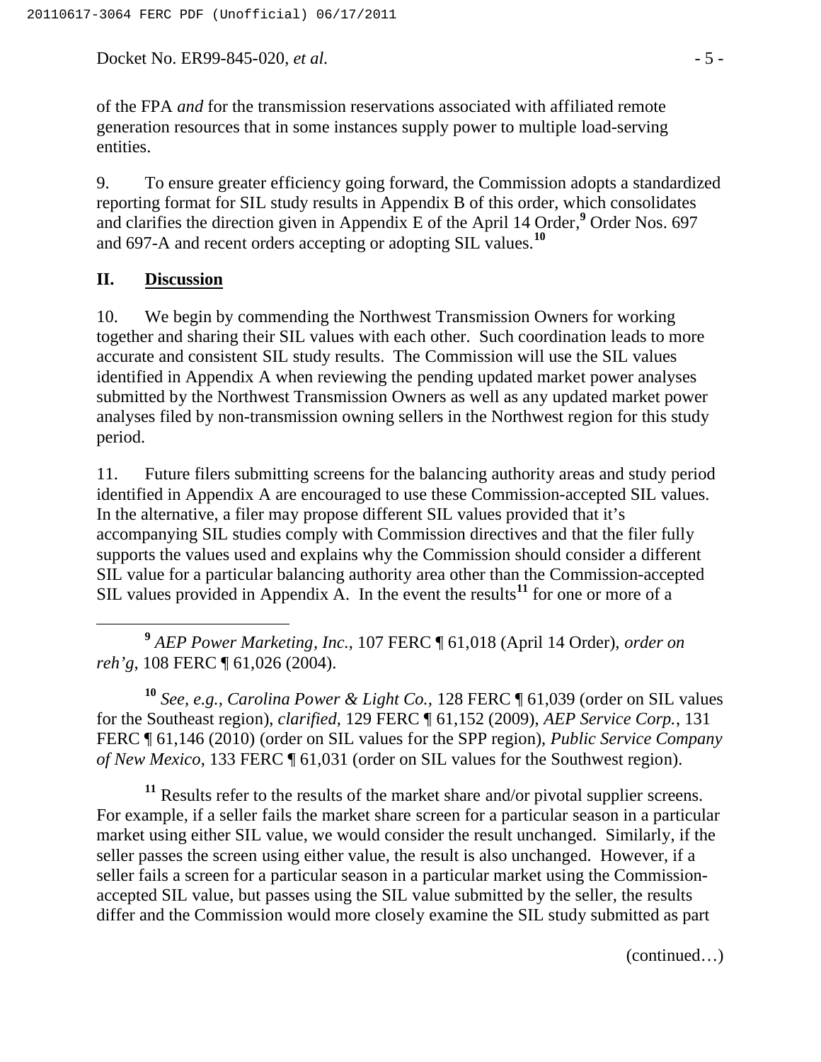of the FPA *and* for the transmission reservations associated with affiliated remote generation resources that in some instances supply power to multiple load-serving entities.

9. To ensure greater efficiency going forward, the Commission adopts a standardized reporting format for SIL study results in Appendix B of this order, which consolidates and clarifies the direction given in Appendix E of the April 14 Order,[9] Order Nos. 697 and 697-A and recent orders accepting or adopting SIL values.[10]

## II. Discussion

10. We begin by commending the Northwest Transmission Owners for working together and sharing their SIL values with each other. Such coordination leads to more accurate and consistent SIL study results. The Commission will use the SIL values identified in Appendix A when reviewing the pending updated market power analyses submitted by the Northwest Transmission Owners as well as any updated market power analyses filed by non-transmission owning sellers in the Northwest region for this study period.

11. Future filers submitting screens for the balancing authority areas and study period identified in Appendix A are encouraged to use these Commission-accepted SIL values. In the alternative, a filer may propose different SIL values provided that it's accompanying SIL studies comply with Commission directives and that the filer fully supports the values used and explains why the Commission should consider a different SIL value for a particular balancing authority area other than the Commission-accepted SIL values provided in Appendix A. In the event the results[11] for one or more of a

---

[9] *AEP Power Marketing, Inc.*, 107 FERC ¶ 61,018 (April 14 Order), *order on reh'g*, 108 FERC ¶ 61,026 (2004).

[10] *See, e.g., Carolina Power & Light Co.*, 128 FERC ¶ 61,039 (order on SIL values for the Southeast region), *clarified*, 129 FERC ¶ 61,152 (2009), *AEP Service Corp.*, 131 FERC ¶ 61,146 (2010) (order on SIL values for the SPP region), *Public Service Company of New Mexico*, 133 FERC ¶ 61,031 (order on SIL values for the Southwest region).

[11] Results refer to the results of the market share and/or pivotal supplier screens. For example, if a seller fails the market share screen for a particular season in a particular market using either SIL value, we would consider the result unchanged. Similarly, if the seller passes the screen using either value, the result is also unchanged. However, if a seller fails a screen for a particular season in a particular market using the Commission-accepted SIL value, but passes using the SIL value submitted by the seller, the results differ and the Commission would more closely examine the SIL study submitted as part

(continued…)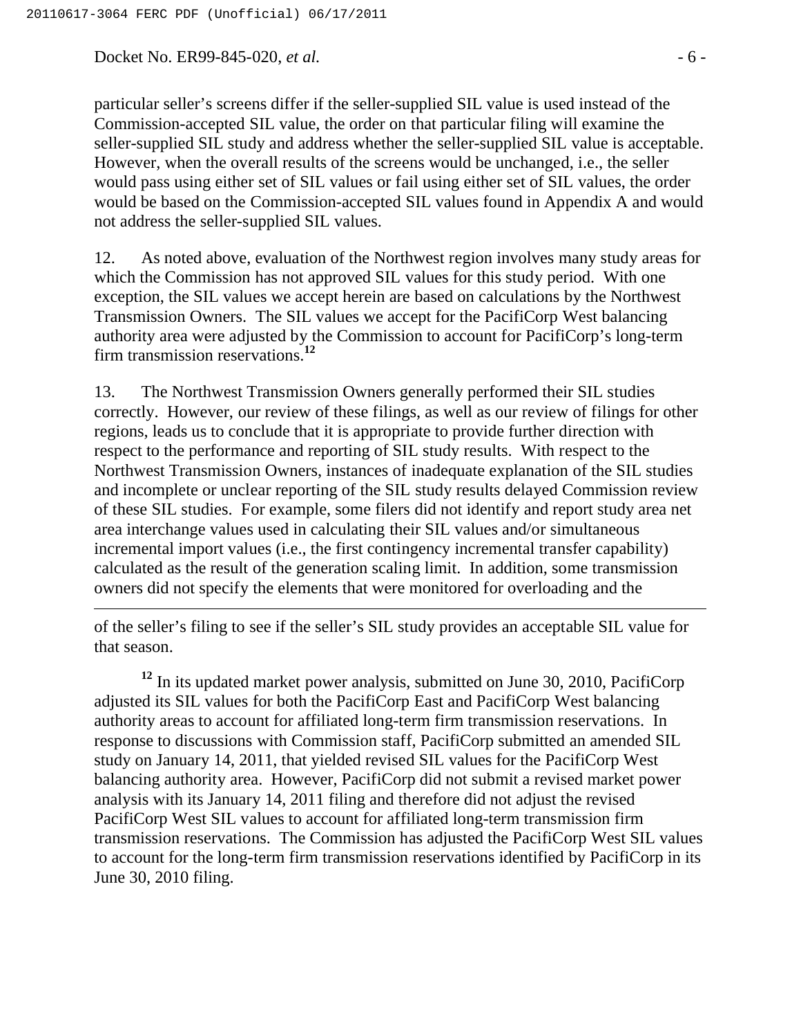particular seller's screens differ if the seller-supplied SIL value is used instead of the Commission-accepted SIL value, the order on that particular filing will examine the seller-supplied SIL study and address whether the seller-supplied SIL value is acceptable. However, when the overall results of the screens would be unchanged, i.e., the seller would pass using either set of SIL values or fail using either set of SIL values, the order would be based on the Commission-accepted SIL values found in Appendix A and would not address the seller-supplied SIL values.

12. As noted above, evaluation of the Northwest region involves many study areas for which the Commission has not approved SIL values for this study period. With one exception, the SIL values we accept herein are based on calculations by the Northwest Transmission Owners. The SIL values we accept for the PacifiCorp West balancing authority area were adjusted by the Commission to account for PacifiCorp's long-term firm transmission reservations.[12]

13. The Northwest Transmission Owners generally performed their SIL studies correctly. However, our review of these filings, as well as our review of filings for other regions, leads us to conclude that it is appropriate to provide further direction with respect to the performance and reporting of SIL study results. With respect to the Northwest Transmission Owners, instances of inadequate explanation of the SIL studies and incomplete or unclear reporting of the SIL study results delayed Commission review of these SIL studies. For example, some filers did not identify and report study area net area interchange values used in calculating their SIL values and/or simultaneous incremental import values (i.e., the first contingency incremental transfer capability) calculated as the result of the generation scaling limit. In addition, some transmission owners did not specify the elements that were monitored for overloading and the

---

of the seller's filing to see if the seller's SIL study provides an acceptable SIL value for that season.

[12] In its updated market power analysis, submitted on June 30, 2010, PacifiCorp adjusted its SIL values for both the PacifiCorp East and PacifiCorp West balancing authority areas to account for affiliated long-term firm transmission reservations. In response to discussions with Commission staff, PacifiCorp submitted an amended SIL study on January 14, 2011, that yielded revised SIL values for the PacifiCorp West balancing authority area. However, PacifiCorp did not submit a revised market power analysis with its January 14, 2011 filing and therefore did not adjust the revised PacifiCorp West SIL values to account for affiliated long-term transmission firm transmission reservations. The Commission has adjusted the PacifiCorp West SIL values to account for the long-term firm transmission reservations identified by PacifiCorp in its June 30, 2010 filing.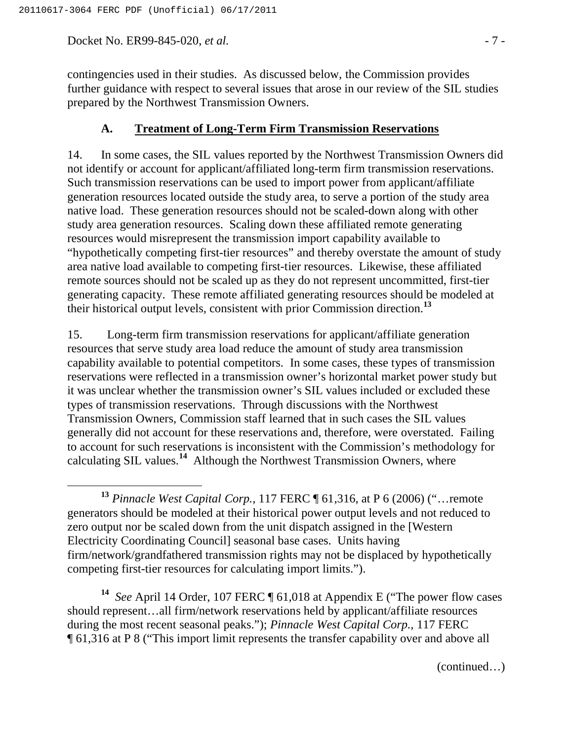contingencies used in their studies. As discussed below, the Commission provides further guidance with respect to several issues that arose in our review of the SIL studies prepared by the Northwest Transmission Owners.

### A. Treatment of Long-Term Firm Transmission Reservations

14. In some cases, the SIL values reported by the Northwest Transmission Owners did not identify or account for applicant/affiliated long-term firm transmission reservations. Such transmission reservations can be used to import power from applicant/affiliate generation resources located outside the study area, to serve a portion of the study area native load. These generation resources should not be scaled-down along with other study area generation resources. Scaling down these affiliated remote generating resources would misrepresent the transmission import capability available to "hypothetically competing first-tier resources" and thereby overstate the amount of study area native load available to competing first-tier resources. Likewise, these affiliated remote sources should not be scaled up as they do not represent uncommitted, first-tier generating capacity. These remote affiliated generating resources should be modeled at their historical output levels, consistent with prior Commission direction.[13]

15. Long-term firm transmission reservations for applicant/affiliate generation resources that serve study area load reduce the amount of study area transmission capability available to potential competitors. In some cases, these types of transmission reservations were reflected in a transmission owner's horizontal market power study but it was unclear whether the transmission owner's SIL values included or excluded these types of transmission reservations. Through discussions with the Northwest Transmission Owners, Commission staff learned that in such cases the SIL values generally did not account for these reservations and, therefore, were overstated. Failing to account for such reservations is inconsistent with the Commission's methodology for calculating SIL values.[14] Although the Northwest Transmission Owners, where

---

[13] *Pinnacle West Capital Corp.*, 117 FERC ¶ 61,316, at P 6 (2006) ("…remote generators should be modeled at their historical power output levels and not reduced to zero output nor be scaled down from the unit dispatch assigned in the [Western Electricity Coordinating Council] seasonal base cases. Units having firm/network/grandfathered transmission rights may not be displaced by hypothetically competing first-tier resources for calculating import limits.").

[14] *See* April 14 Order, 107 FERC ¶ 61,018 at Appendix E ("The power flow cases should represent…all firm/network reservations held by applicant/affiliate resources during the most recent seasonal peaks."); *Pinnacle West Capital Corp.*, 117 FERC ¶ 61,316 at P 8 ("This import limit represents the transfer capability over and above all

(continued…)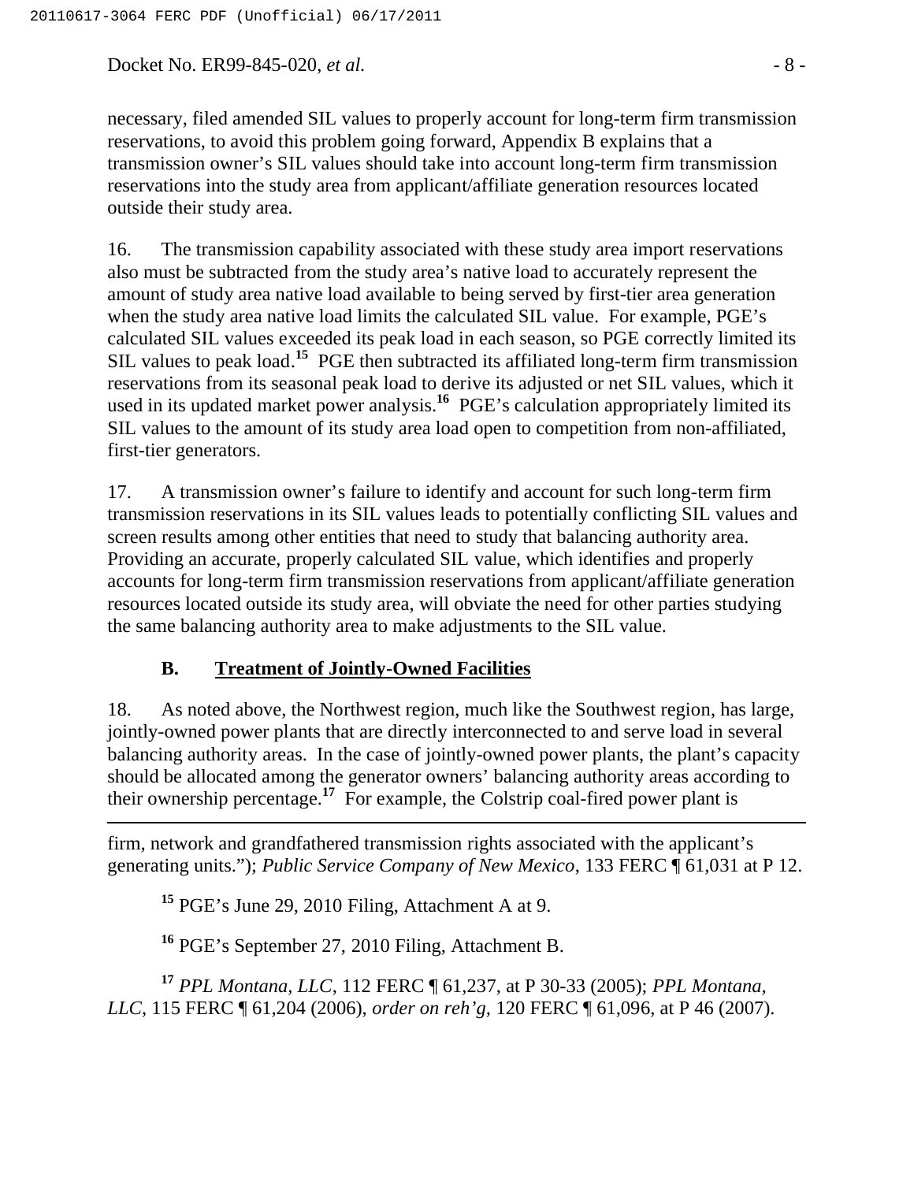necessary, filed amended SIL values to properly account for long-term firm transmission reservations, to avoid this problem going forward, Appendix B explains that a transmission owner's SIL values should take into account long-term firm transmission reservations into the study area from applicant/affiliate generation resources located outside their study area.

16. The transmission capability associated with these study area import reservations also must be subtracted from the study area's native load to accurately represent the amount of study area native load available to being served by first-tier area generation when the study area native load limits the calculated SIL value. For example, PGE's calculated SIL values exceeded its peak load in each season, so PGE correctly limited its SIL values to peak load.[15] PGE then subtracted its affiliated long-term firm transmission reservations from its seasonal peak load to derive its adjusted or net SIL values, which it used in its updated market power analysis.[16] PGE's calculation appropriately limited its SIL values to the amount of its study area load open to competition from non-affiliated, first-tier generators.

17. A transmission owner's failure to identify and account for such long-term firm transmission reservations in its SIL values leads to potentially conflicting SIL values and screen results among other entities that need to study that balancing authority area. Providing an accurate, properly calculated SIL value, which identifies and properly accounts for long-term firm transmission reservations from applicant/affiliate generation resources located outside its study area, will obviate the need for other parties studying the same balancing authority area to make adjustments to the SIL value.

### B. Treatment of Jointly-Owned Facilities

18. As noted above, the Northwest region, much like the Southwest region, has large, jointly-owned power plants that are directly interconnected to and serve load in several balancing authority areas. In the case of jointly-owned power plants, the plant's capacity should be allocated among the generator owners' balancing authority areas according to their ownership percentage.[17] For example, the Colstrip coal-fired power plant is

---

firm, network and grandfathered transmission rights associated with the applicant's generating units."); *Public Service Company of New Mexico*, 133 FERC ¶ 61,031 at P 12.

[15] PGE's June 29, 2010 Filing, Attachment A at 9.

[16] PGE's September 27, 2010 Filing, Attachment B.

[17] *PPL Montana, LLC*, 112 FERC ¶ 61,237, at P 30-33 (2005); *PPL Montana, LLC*, 115 FERC ¶ 61,204 (2006), *order on reh'g*, 120 FERC ¶ 61,096, at P 46 (2007).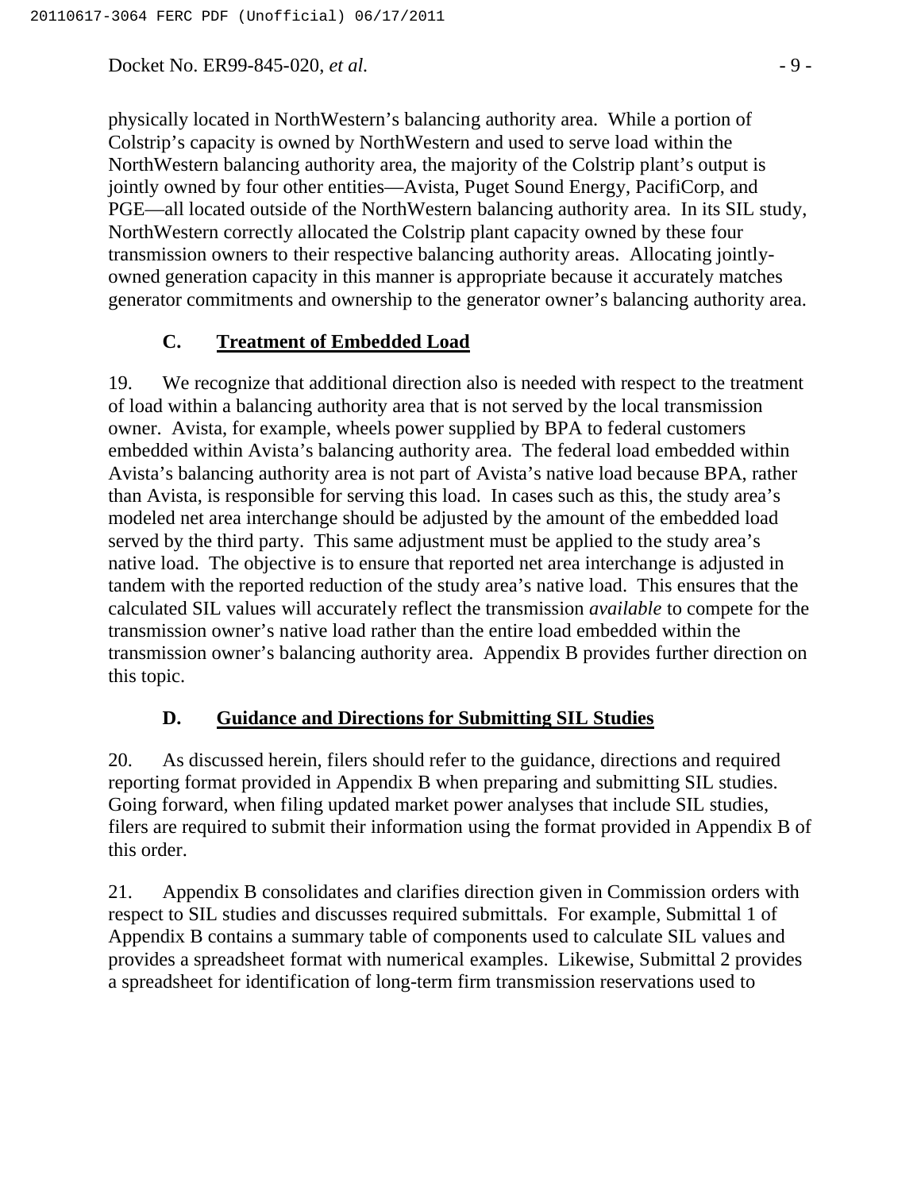physically located in NorthWestern's balancing authority area. While a portion of Colstrip's capacity is owned by NorthWestern and used to serve load within the NorthWestern balancing authority area, the majority of the Colstrip plant's output is jointly owned by four other entities—Avista, Puget Sound Energy, PacifiCorp, and PGE—all located outside of the NorthWestern balancing authority area. In its SIL study, NorthWestern correctly allocated the Colstrip plant capacity owned by these four transmission owners to their respective balancing authority areas. Allocating jointly-owned generation capacity in this manner is appropriate because it accurately matches generator commitments and ownership to the generator owner's balancing authority area.

### C. Treatment of Embedded Load

19. We recognize that additional direction also is needed with respect to the treatment of load within a balancing authority area that is not served by the local transmission owner. Avista, for example, wheels power supplied by BPA to federal customers embedded within Avista's balancing authority area. The federal load embedded within Avista's balancing authority area is not part of Avista's native load because BPA, rather than Avista, is responsible for serving this load. In cases such as this, the study area's modeled net area interchange should be adjusted by the amount of the embedded load served by the third party. This same adjustment must be applied to the study area's native load. The objective is to ensure that reported net area interchange is adjusted in tandem with the reported reduction of the study area's native load. This ensures that the calculated SIL values will accurately reflect the transmission *available* to compete for the transmission owner's native load rather than the entire load embedded within the transmission owner's balancing authority area. Appendix B provides further direction on this topic.

### D. Guidance and Directions for Submitting SIL Studies

20. As discussed herein, filers should refer to the guidance, directions and required reporting format provided in Appendix B when preparing and submitting SIL studies. Going forward, when filing updated market power analyses that include SIL studies, filers are required to submit their information using the format provided in Appendix B of this order.

21. Appendix B consolidates and clarifies direction given in Commission orders with respect to SIL studies and discusses required submittals. For example, Submittal 1 of Appendix B contains a summary table of components used to calculate SIL values and provides a spreadsheet format with numerical examples. Likewise, Submittal 2 provides a spreadsheet for identification of long-term firm transmission reservations used to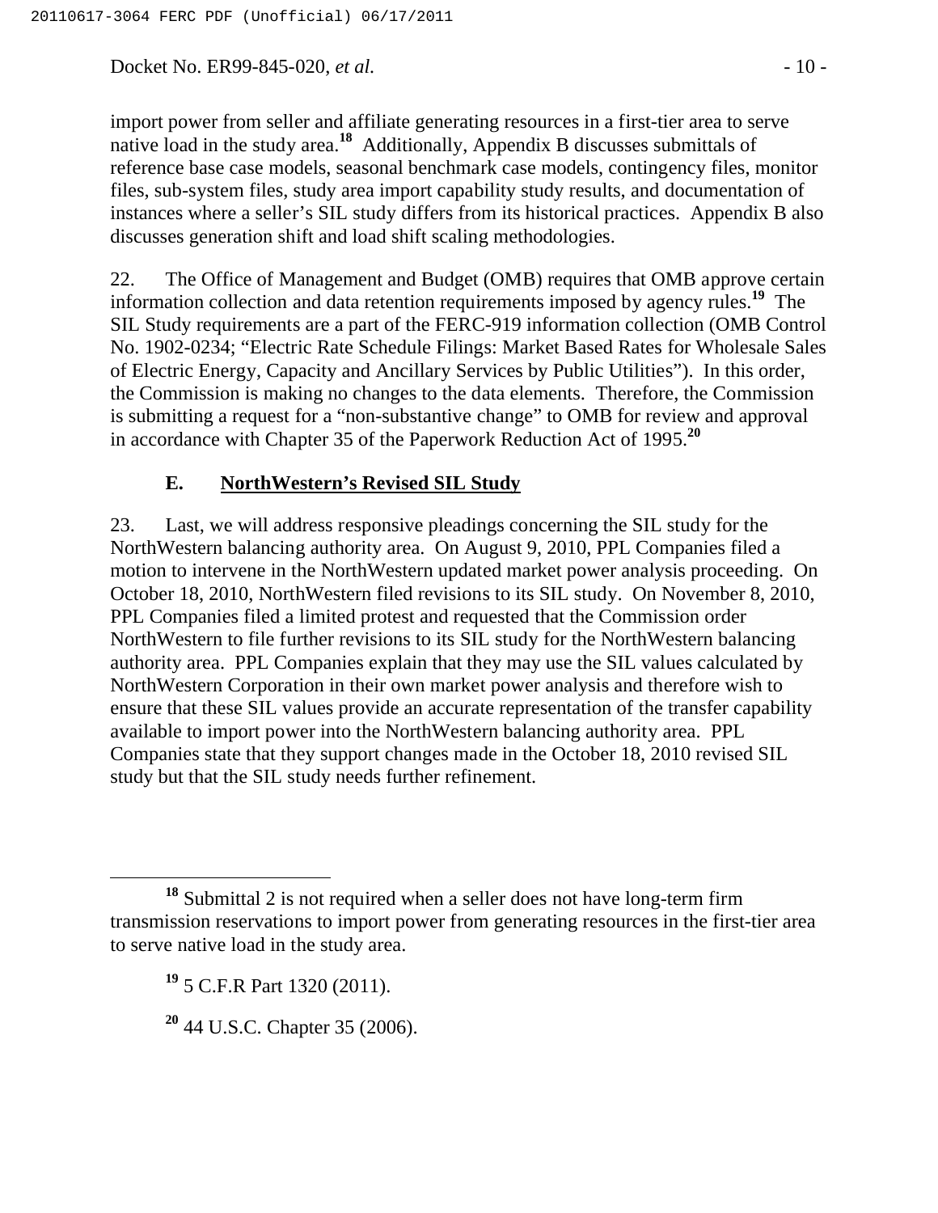import power from seller and affiliate generating resources in a first-tier area to serve native load in the study area.[18] Additionally, Appendix B discusses submittals of reference base case models, seasonal benchmark case models, contingency files, monitor files, sub-system files, study area import capability study results, and documentation of instances where a seller's SIL study differs from its historical practices. Appendix B also discusses generation shift and load shift scaling methodologies.

22. The Office of Management and Budget (OMB) requires that OMB approve certain information collection and data retention requirements imposed by agency rules.[19] The SIL Study requirements are a part of the FERC-919 information collection (OMB Control No. 1902-0234; "Electric Rate Schedule Filings: Market Based Rates for Wholesale Sales of Electric Energy, Capacity and Ancillary Services by Public Utilities"). In this order, the Commission is making no changes to the data elements. Therefore, the Commission is submitting a request for a "non-substantive change" to OMB for review and approval in accordance with Chapter 35 of the Paperwork Reduction Act of 1995.[20]

### E. NorthWestern's Revised SIL Study

23. Last, we will address responsive pleadings concerning the SIL study for the NorthWestern balancing authority area. On August 9, 2010, PPL Companies filed a motion to intervene in the NorthWestern updated market power analysis proceeding. On October 18, 2010, NorthWestern filed revisions to its SIL study. On November 8, 2010, PPL Companies filed a limited protest and requested that the Commission order NorthWestern to file further revisions to its SIL study for the NorthWestern balancing authority area. PPL Companies explain that they may use the SIL values calculated by NorthWestern Corporation in their own market power analysis and therefore wish to ensure that these SIL values provide an accurate representation of the transfer capability available to import power into the NorthWestern balancing authority area. PPL Companies state that they support changes made in the October 18, 2010 revised SIL study but that the SIL study needs further refinement.

---

[18] Submittal 2 is not required when a seller does not have long-term firm transmission reservations to import power from generating resources in the first-tier area to serve native load in the study area.

[19] 5 C.F.R Part 1320 (2011).

[20] 44 U.S.C. Chapter 35 (2006).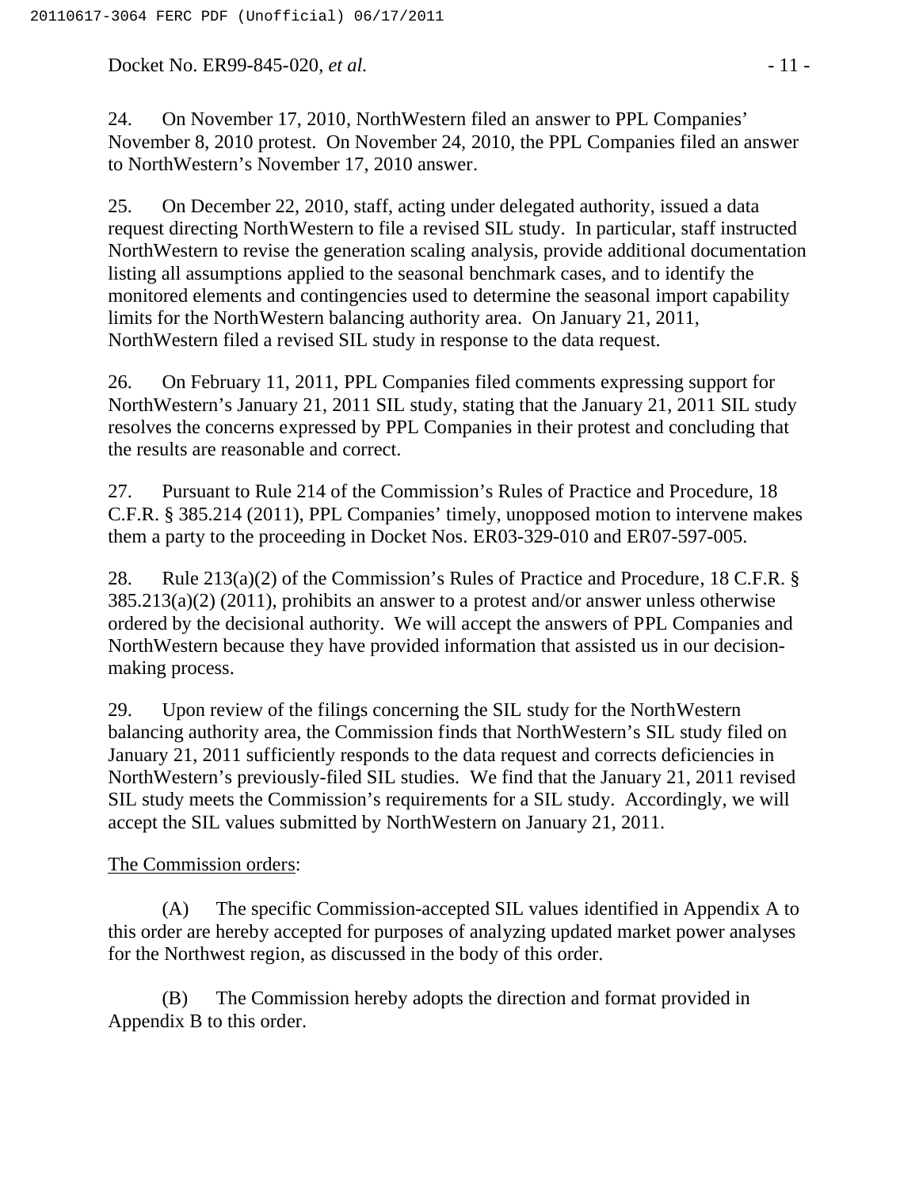24. On November 17, 2010, NorthWestern filed an answer to PPL Companies' November 8, 2010 protest. On November 24, 2010, the PPL Companies filed an answer to NorthWestern's November 17, 2010 answer.

25. On December 22, 2010, staff, acting under delegated authority, issued a data request directing NorthWestern to file a revised SIL study. In particular, staff instructed NorthWestern to revise the generation scaling analysis, provide additional documentation listing all assumptions applied to the seasonal benchmark cases, and to identify the monitored elements and contingencies used to determine the seasonal import capability limits for the NorthWestern balancing authority area. On January 21, 2011, NorthWestern filed a revised SIL study in response to the data request.

26. On February 11, 2011, PPL Companies filed comments expressing support for NorthWestern's January 21, 2011 SIL study, stating that the January 21, 2011 SIL study resolves the concerns expressed by PPL Companies in their protest and concluding that the results are reasonable and correct.

27. Pursuant to Rule 214 of the Commission's Rules of Practice and Procedure, 18 C.F.R. § 385.214 (2011), PPL Companies' timely, unopposed motion to intervene makes them a party to the proceeding in Docket Nos. ER03-329-010 and ER07-597-005.

28. Rule 213(a)(2) of the Commission's Rules of Practice and Procedure, 18 C.F.R. § 385.213(a)(2) (2011), prohibits an answer to a protest and/or answer unless otherwise ordered by the decisional authority. We will accept the answers of PPL Companies and NorthWestern because they have provided information that assisted us in our decision-making process.

29. Upon review of the filings concerning the SIL study for the NorthWestern balancing authority area, the Commission finds that NorthWestern's SIL study filed on January 21, 2011 sufficiently responds to the data request and corrects deficiencies in NorthWestern's previously-filed SIL studies. We find that the January 21, 2011 revised SIL study meets the Commission's requirements for a SIL study. Accordingly, we will accept the SIL values submitted by NorthWestern on January 21, 2011.

The Commission orders:

(A) The specific Commission-accepted SIL values identified in Appendix A to this order are hereby accepted for purposes of analyzing updated market power analyses for the Northwest region, as discussed in the body of this order.

(B) The Commission hereby adopts the direction and format provided in Appendix B to this order.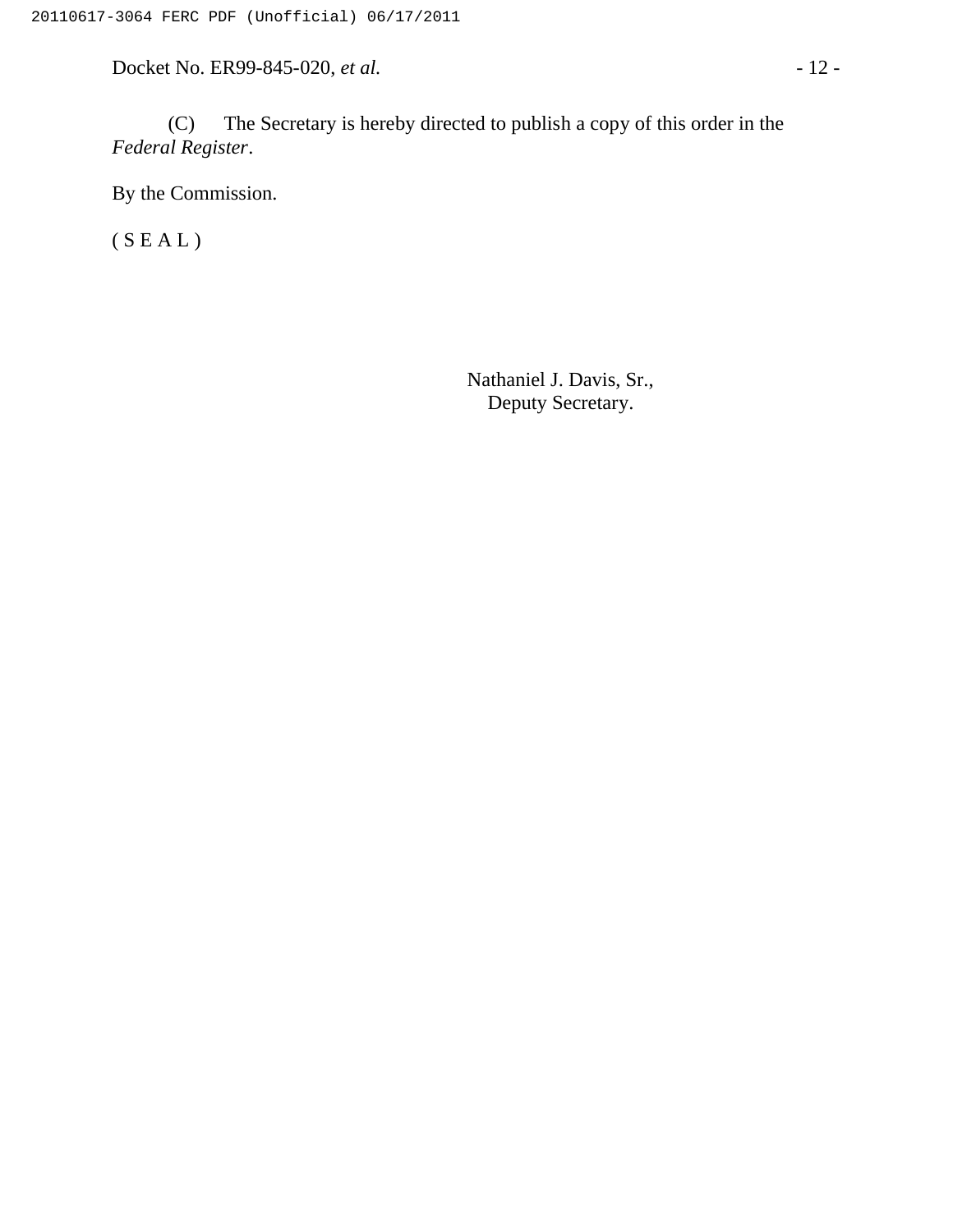(C) The Secretary is hereby directed to publish a copy of this order in the *Federal Register*.

By the Commission.

( S E A L )

Nathaniel J. Davis, Sr.,
Deputy Secretary.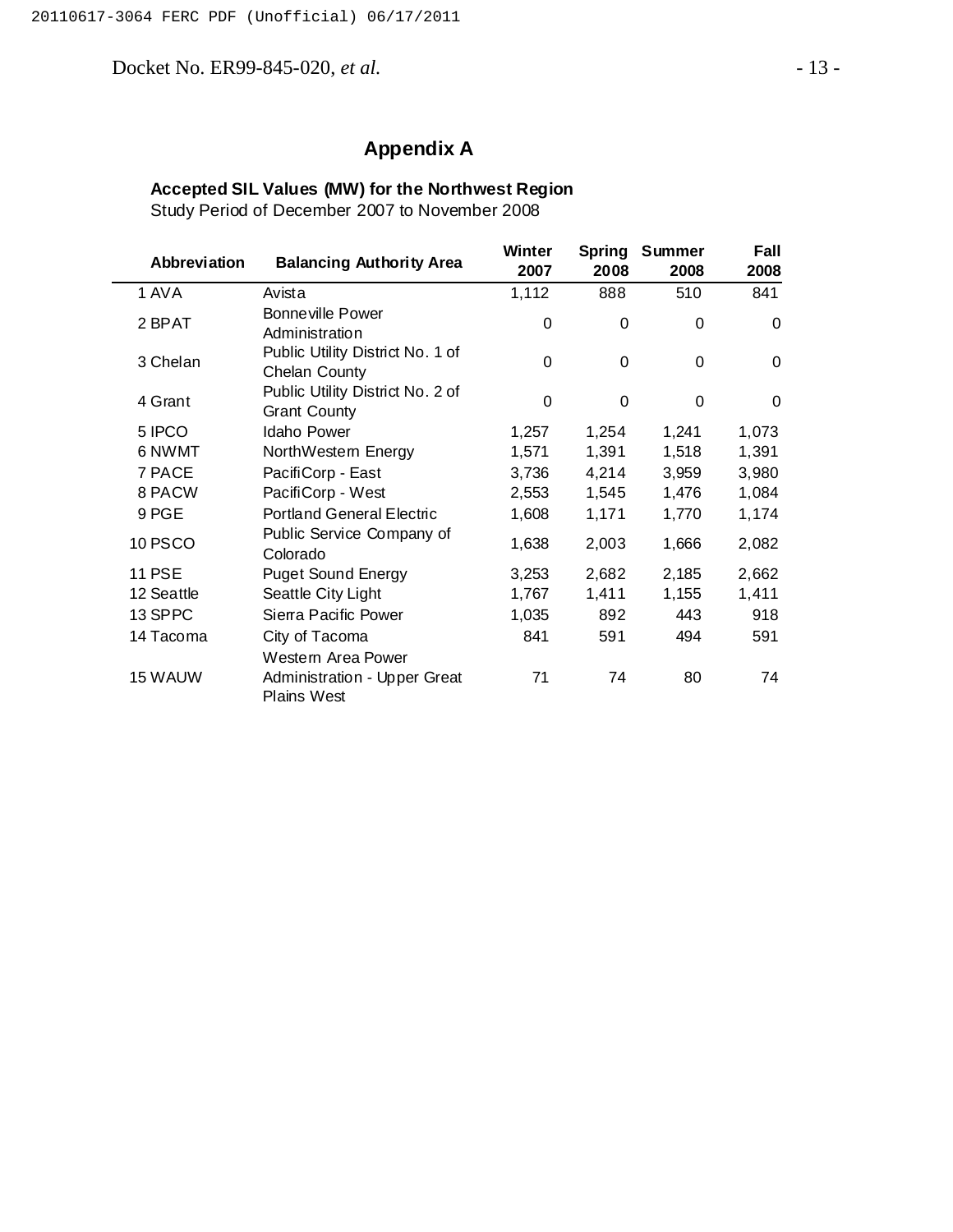# Appendix A

**Accepted SIL Values (MW) for the Northwest Region**
Study Period of December 2007 to November 2008

| Abbreviation | Balancing Authority Area | Winter 2007 | Spring 2008 | Summer 2008 | Fall 2008 |
|---|---|---|---|---|---|
| 1 AVA | Avista | 1,112 | 888 | 510 | 841 |
| 2 BPAT | Bonneville Power Administration | 0 | 0 | 0 | 0 |
| 3 Chelan | Public Utility District No. 1 of Chelan County | 0 | 0 | 0 | 0 |
| 4 Grant | Public Utility District No. 2 of Grant County | 0 | 0 | 0 | 0 |
| 5 IPCO | Idaho Power | 1,257 | 1,254 | 1,241 | 1,073 |
| 6 NWMT | NorthWestern Energy | 1,571 | 1,391 | 1,518 | 1,391 |
| 7 PACE | PacifiCorp - East | 3,736 | 4,214 | 3,959 | 3,980 |
| 8 PACW | PacifiCorp - West | 2,553 | 1,545 | 1,476 | 1,084 |
| 9 PGE | Portland General Electric | 1,608 | 1,171 | 1,770 | 1,174 |
| 10 PSCO | Public Service Company of Colorado | 1,638 | 2,003 | 1,666 | 2,082 |
| 11 PSE | Puget Sound Energy | 3,253 | 2,682 | 2,185 | 2,662 |
| 12 Seattle | Seattle City Light | 1,767 | 1,411 | 1,155 | 1,411 |
| 13 SPPC | Sierra Pacific Power | 1,035 | 892 | 443 | 918 |
| 14 Tacoma | City of Tacoma | 841 | 591 | 494 | 591 |
| 15 WAUW | Western Area Power Administration - Upper Great Plains West | 71 | 74 | 80 | 74 |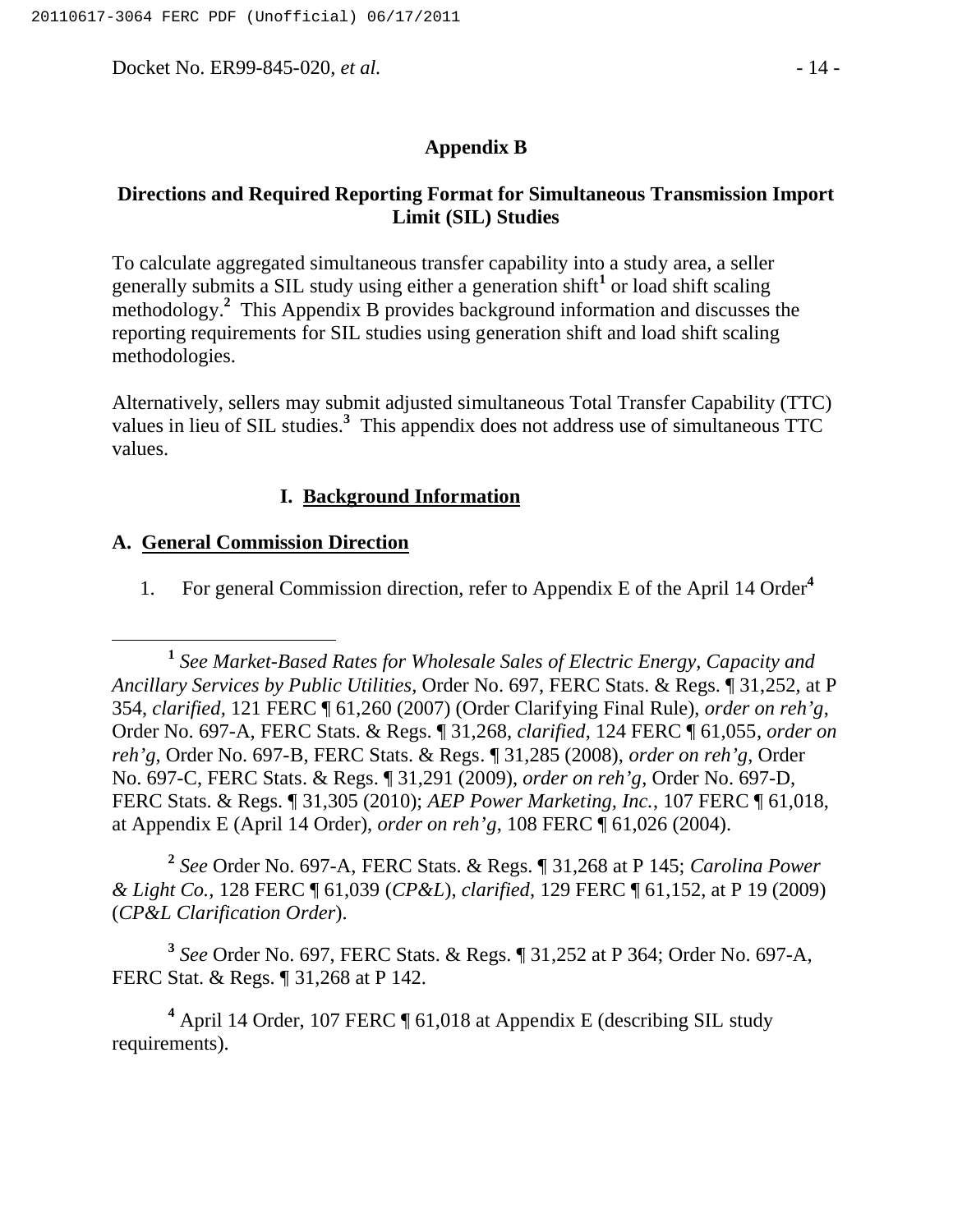## Appendix B

### Directions and Required Reporting Format for Simultaneous Transmission Import Limit (SIL) Studies

To calculate aggregated simultaneous transfer capability into a study area, a seller generally submits a SIL study using either a generation shift[1] or load shift scaling methodology.[2] This Appendix B provides background information and discusses the reporting requirements for SIL studies using generation shift and load shift scaling methodologies.

Alternatively, sellers may submit adjusted simultaneous Total Transfer Capability (TTC) values in lieu of SIL studies.[3] This appendix does not address use of simultaneous TTC values.

## I. Background Information

### A. General Commission Direction

1. For general Commission direction, refer to Appendix E of the April 14 Order[4]

---

[1] *See Market-Based Rates for Wholesale Sales of Electric Energy, Capacity and Ancillary Services by Public Utilities*, Order No. 697, FERC Stats. & Regs. ¶ 31,252, at P 354, *clarified*, 121 FERC ¶ 61,260 (2007) (Order Clarifying Final Rule), *order on reh'g*, Order No. 697-A, FERC Stats. & Regs. ¶ 31,268, *clarified*, 124 FERC ¶ 61,055, *order on reh'g*, Order No. 697-B, FERC Stats. & Regs. ¶ 31,285 (2008), *order on reh'g*, Order No. 697-C, FERC Stats. & Regs. ¶ 31,291 (2009), *order on reh'g*, Order No. 697-D, FERC Stats. & Regs. ¶ 31,305 (2010); *AEP Power Marketing, Inc.*, 107 FERC ¶ 61,018, at Appendix E (April 14 Order), *order on reh'g*, 108 FERC ¶ 61,026 (2004).

[2] *See* Order No. 697-A, FERC Stats. & Regs. ¶ 31,268 at P 145; *Carolina Power & Light Co.*, 128 FERC ¶ 61,039 (*CP&L*), *clarified*, 129 FERC ¶ 61,152, at P 19 (2009) (*CP&L Clarification Order*).

[3] *See* Order No. 697, FERC Stats. & Regs. ¶ 31,252 at P 364; Order No. 697-A, FERC Stat. & Regs. ¶ 31,268 at P 142.

[4] April 14 Order, 107 FERC ¶ 61,018 at Appendix E (describing SIL study requirements).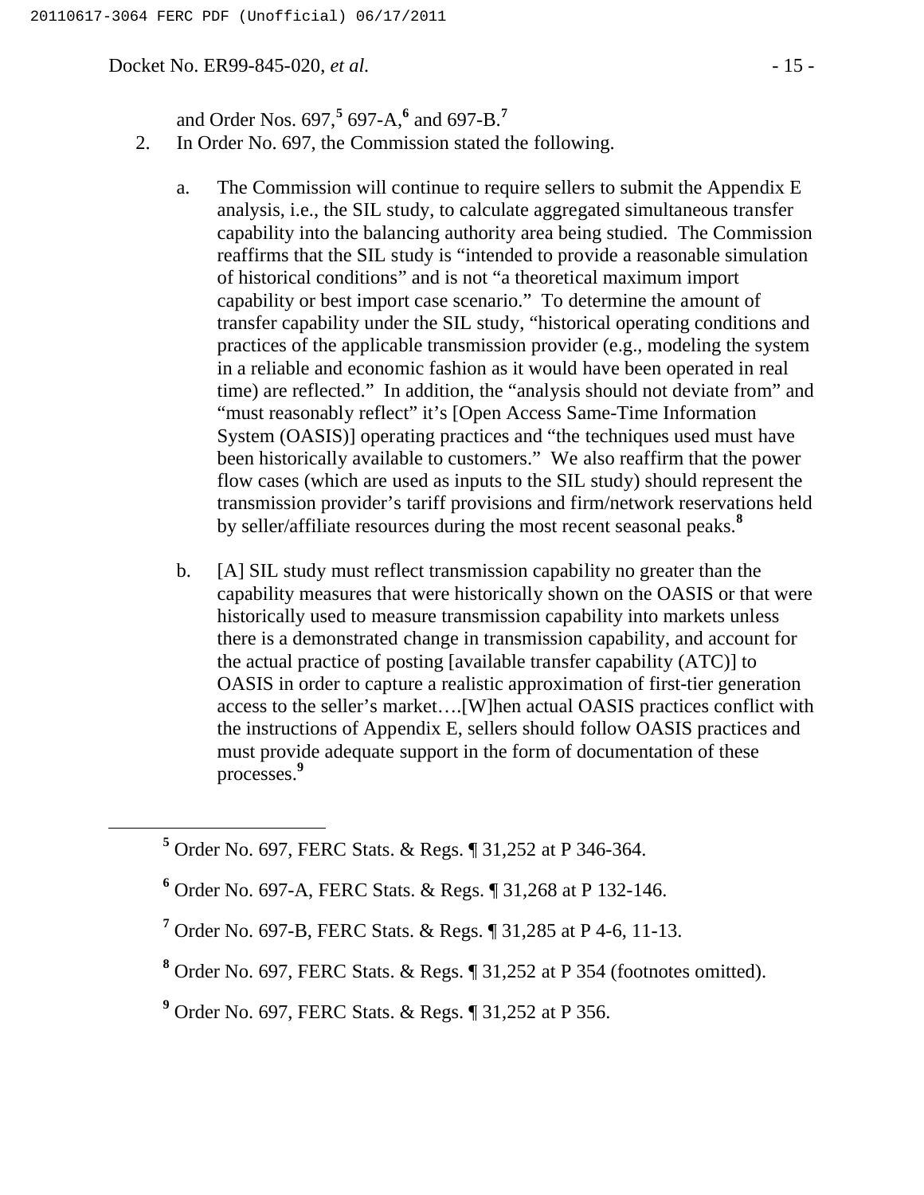and Order Nos. 697,[5] 697-A,[6] and 697-B.[7]

2. In Order No. 697, the Commission stated the following.

   a. The Commission will continue to require sellers to submit the Appendix E analysis, i.e., the SIL study, to calculate aggregated simultaneous transfer capability into the balancing authority area being studied. The Commission reaffirms that the SIL study is "intended to provide a reasonable simulation of historical conditions" and is not "a theoretical maximum import capability or best import case scenario." To determine the amount of transfer capability under the SIL study, "historical operating conditions and practices of the applicable transmission provider (e.g., modeling the system in a reliable and economic fashion as it would have been operated in real time) are reflected." In addition, the "analysis should not deviate from" and "must reasonably reflect" it's [Open Access Same-Time Information System (OASIS)] operating practices and "the techniques used must have been historically available to customers." We also reaffirm that the power flow cases (which are used as inputs to the SIL study) should represent the transmission provider's tariff provisions and firm/network reservations held by seller/affiliate resources during the most recent seasonal peaks.[8]

   b. [A] SIL study must reflect transmission capability no greater than the capability measures that were historically shown on the OASIS or that were historically used to measure transmission capability into markets unless there is a demonstrated change in transmission capability, and account for the actual practice of posting [available transfer capability (ATC)] to OASIS in order to capture a realistic approximation of first-tier generation access to the seller's market….[W]hen actual OASIS practices conflict with the instructions of Appendix E, sellers should follow OASIS practices and must provide adequate support in the form of documentation of these processes.[9]

---

[5] Order No. 697, FERC Stats. & Regs. ¶ 31,252 at P 346-364.

[6] Order No. 697-A, FERC Stats. & Regs. ¶ 31,268 at P 132-146.

[7] Order No. 697-B, FERC Stats. & Regs. ¶ 31,285 at P 4-6, 11-13.

[8] Order No. 697, FERC Stats. & Regs. ¶ 31,252 at P 354 (footnotes omitted).

[9] Order No. 697, FERC Stats. & Regs. ¶ 31,252 at P 356.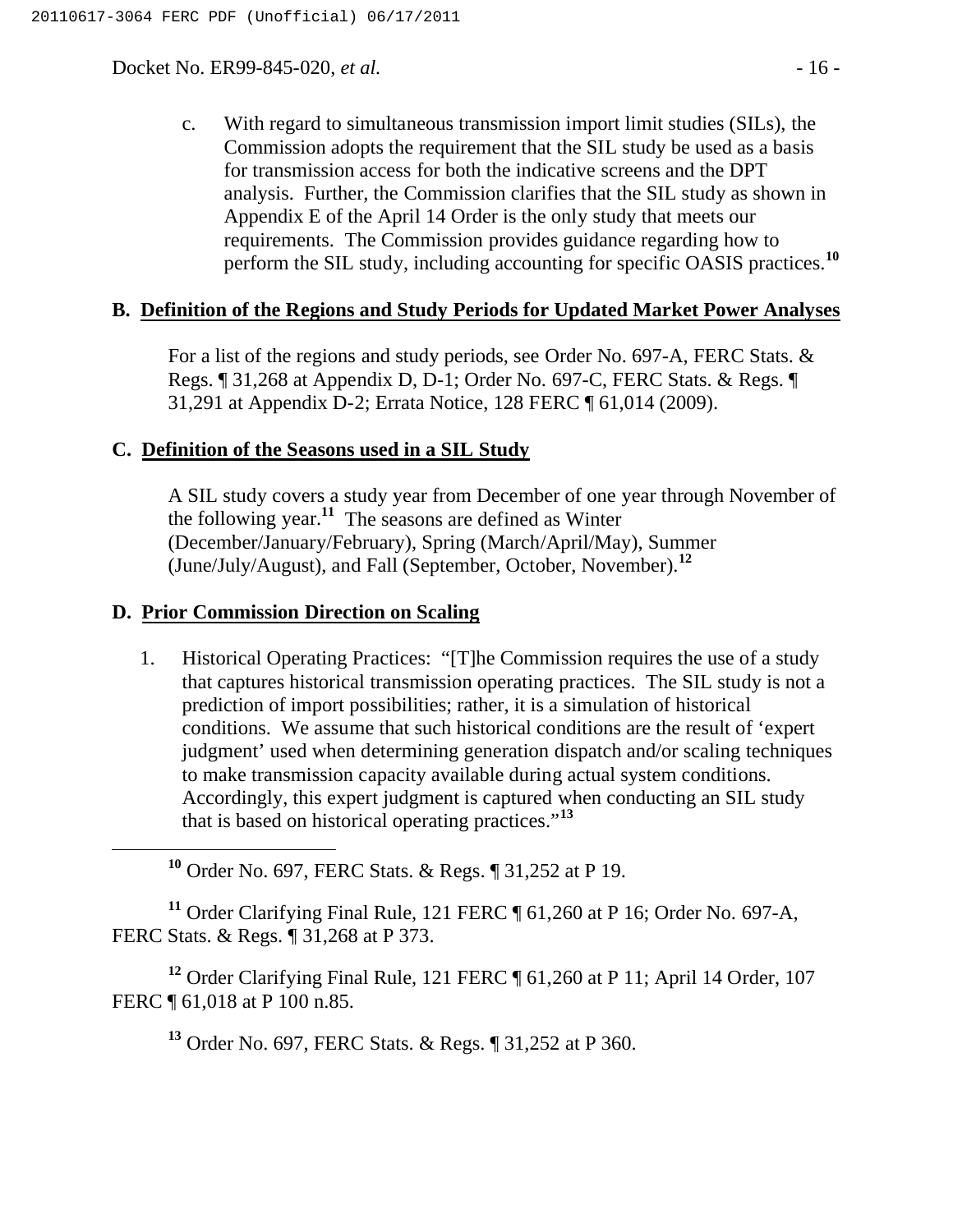c. With regard to simultaneous transmission import limit studies (SILs), the Commission adopts the requirement that the SIL study be used as a basis for transmission access for both the indicative screens and the DPT analysis. Further, the Commission clarifies that the SIL study as shown in Appendix E of the April 14 Order is the only study that meets our requirements. The Commission provides guidance regarding how to perform the SIL study, including accounting for specific OASIS practices.[10]

## B. Definition of the Regions and Study Periods for Updated Market Power Analyses

For a list of the regions and study periods, see Order No. 697-A, FERC Stats. & Regs. ¶ 31,268 at Appendix D, D-1; Order No. 697-C, FERC Stats. & Regs. ¶ 31,291 at Appendix D-2; Errata Notice, 128 FERC ¶ 61,014 (2009).

## C. Definition of the Seasons used in a SIL Study

A SIL study covers a study year from December of one year through November of the following year.[11] The seasons are defined as Winter (December/January/February), Spring (March/April/May), Summer (June/July/August), and Fall (September, October, November).[12]

## D. Prior Commission Direction on Scaling

1. Historical Operating Practices: "[T]he Commission requires the use of a study that captures historical transmission operating practices. The SIL study is not a prediction of import possibilities; rather, it is a simulation of historical conditions. We assume that such historical conditions are the result of 'expert judgment' used when determining generation dispatch and/or scaling techniques to make transmission capacity available during actual system conditions. Accordingly, this expert judgment is captured when conducting an SIL study that is based on historical operating practices."[13]

---

[10] Order No. 697, FERC Stats. & Regs. ¶ 31,252 at P 19.

[11] Order Clarifying Final Rule, 121 FERC ¶ 61,260 at P 16; Order No. 697-A, FERC Stats. & Regs. ¶ 31,268 at P 373.

[12] Order Clarifying Final Rule, 121 FERC ¶ 61,260 at P 11; April 14 Order, 107 FERC ¶ 61,018 at P 100 n.85.

[13] Order No. 697, FERC Stats. & Regs. ¶ 31,252 at P 360.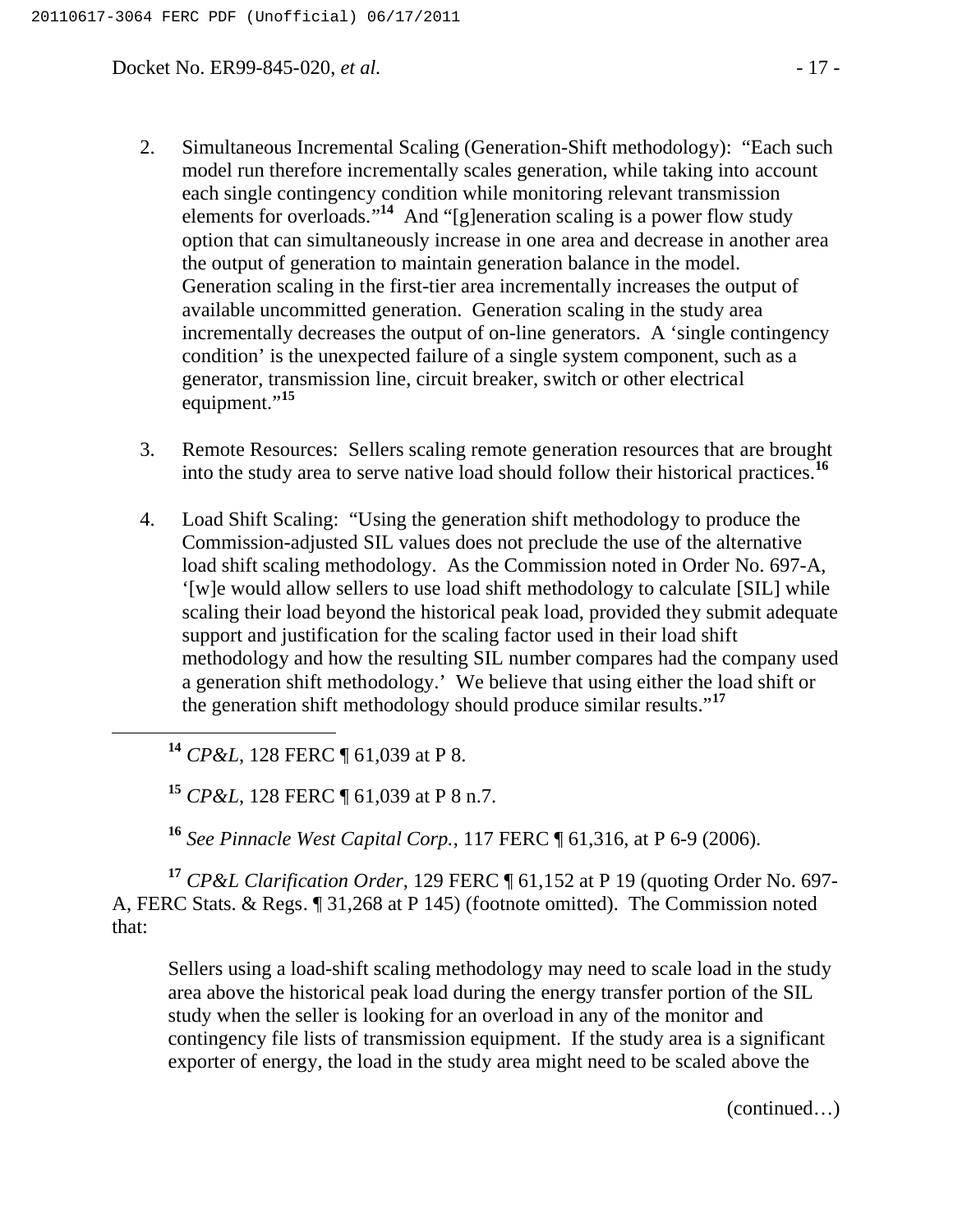2. Simultaneous Incremental Scaling (Generation-Shift methodology): "Each such model run therefore incrementally scales generation, while taking into account each single contingency condition while monitoring relevant transmission elements for overloads."[14] And "[g]eneration scaling is a power flow study option that can simultaneously increase in one area and decrease in another area the output of generation to maintain generation balance in the model. Generation scaling in the first-tier area incrementally increases the output of available uncommitted generation. Generation scaling in the study area incrementally decreases the output of on-line generators. A 'single contingency condition' is the unexpected failure of a single system component, such as a generator, transmission line, circuit breaker, switch or other electrical equipment."[15]

3. Remote Resources: Sellers scaling remote generation resources that are brought into the study area to serve native load should follow their historical practices.[16]

4. Load Shift Scaling: "Using the generation shift methodology to produce the Commission-adjusted SIL values does not preclude the use of the alternative load shift scaling methodology. As the Commission noted in Order No. 697-A, '[w]e would allow sellers to use load shift methodology to calculate [SIL] while scaling their load beyond the historical peak load, provided they submit adequate support and justification for the scaling factor used in their load shift methodology and how the resulting SIL number compares had the company used a generation shift methodology.' We believe that using either the load shift or the generation shift methodology should produce similar results."[17]

---

[14] *CP&L*, 128 FERC ¶ 61,039 at P 8.

[15] *CP&L*, 128 FERC ¶ 61,039 at P 8 n.7.

[16] *See Pinnacle West Capital Corp.*, 117 FERC ¶ 61,316, at P 6-9 (2006).

[17] *CP&L Clarification Order*, 129 FERC ¶ 61,152 at P 19 (quoting Order No. 697-A, FERC Stats. & Regs. ¶ 31,268 at P 145) (footnote omitted). The Commission noted that:

> Sellers using a load-shift scaling methodology may need to scale load in the study area above the historical peak load during the energy transfer portion of the SIL study when the seller is looking for an overload in any of the monitor and contingency file lists of transmission equipment. If the study area is a significant exporter of energy, the load in the study area might need to be scaled above the

(continued…)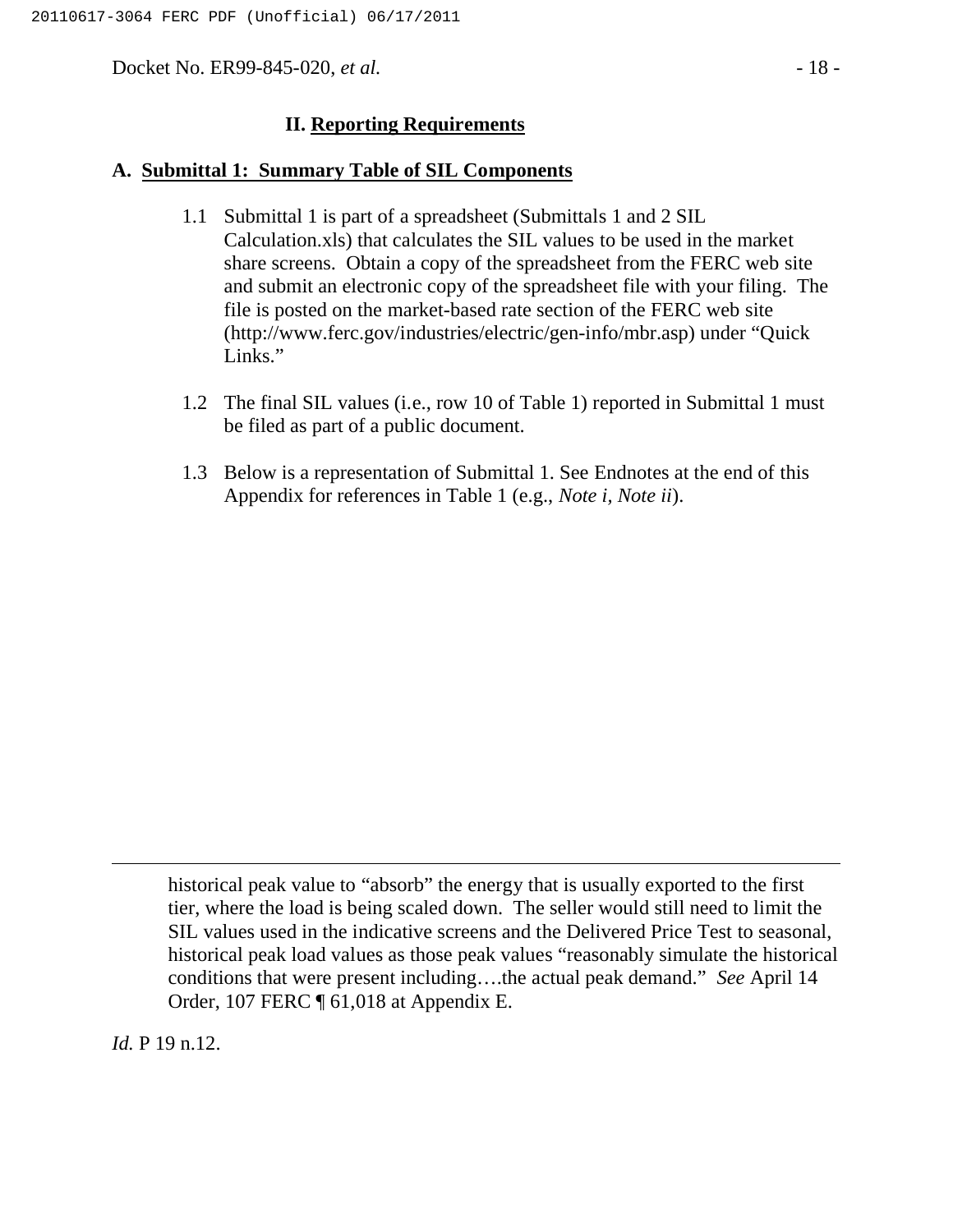## II. Reporting Requirements

### A. Submittal 1: Summary Table of SIL Components

1.1 Submittal 1 is part of a spreadsheet (Submittals 1 and 2 SIL Calculation.xls) that calculates the SIL values to be used in the market share screens. Obtain a copy of the spreadsheet from the FERC web site and submit an electronic copy of the spreadsheet file with your filing. The file is posted on the market-based rate section of the FERC web site (http://www.ferc.gov/industries/electric/gen-info/mbr.asp) under "Quick Links."

1.2 The final SIL values (i.e., row 10 of Table 1) reported in Submittal 1 must be filed as part of a public document.

1.3 Below is a representation of Submittal 1. See Endnotes at the end of this Appendix for references in Table 1 (e.g., *Note i*, *Note ii*).

---

historical peak value to "absorb" the energy that is usually exported to the first tier, where the load is being scaled down. The seller would still need to limit the SIL values used in the indicative screens and the Delivered Price Test to seasonal, historical peak load values as those peak values "reasonably simulate the historical conditions that were present including….the actual peak demand." *See* April 14 Order, 107 FERC ¶ 61,018 at Appendix E.

*Id.* P 19 n.12.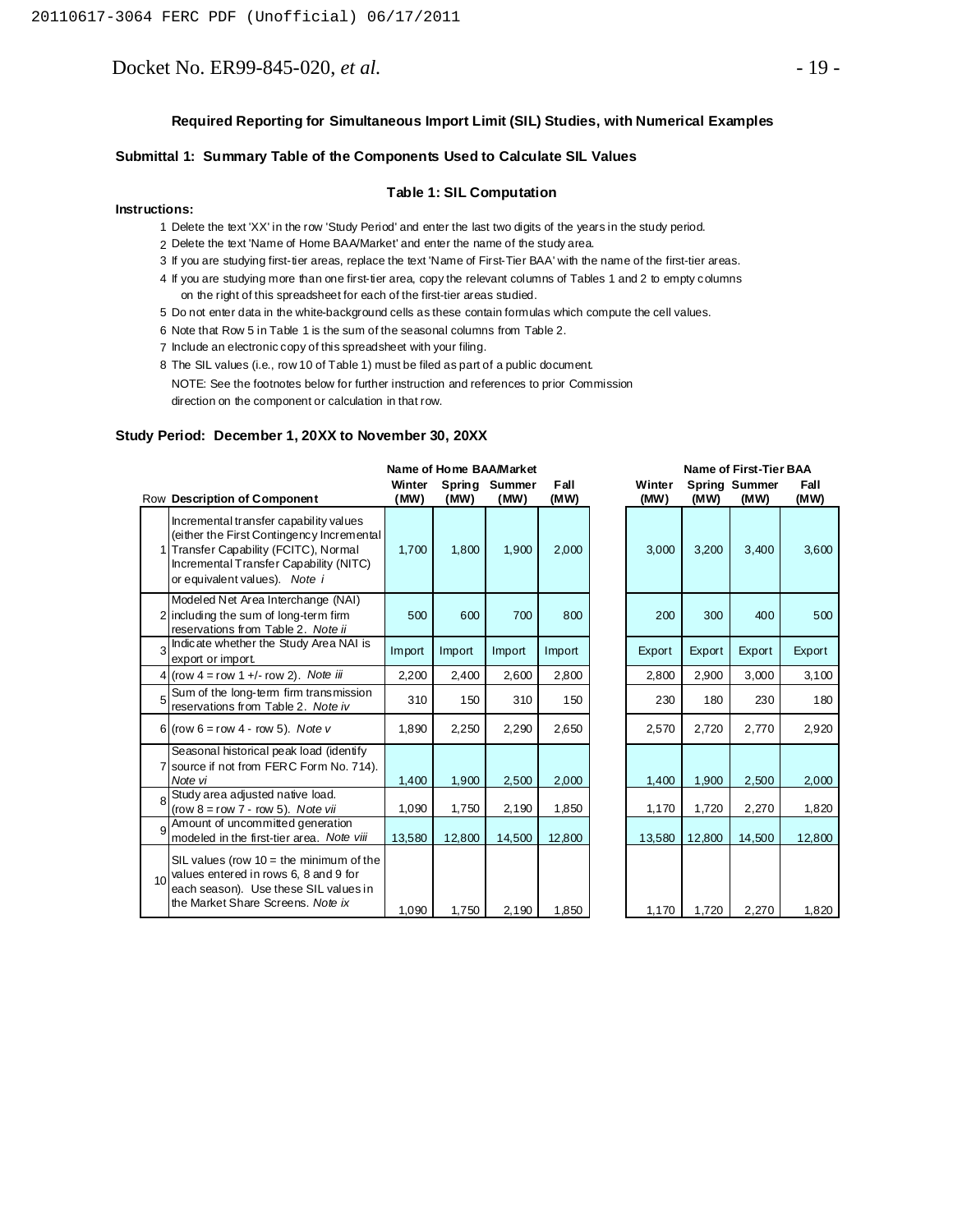**Required Reporting for Simultaneous Import Limit (SIL) Studies, with Numerical Examples**

**Submittal 1: Summary Table of the Components Used to Calculate SIL Values**

**Table 1: SIL Computation**

**Instructions:**

1. Delete the text 'XX' in the row 'Study Period' and enter the last two digits of the years in the study period.
2. Delete the text 'Name of Home BAA/Market' and enter the name of the study area.
3. If you are studying first-tier areas, replace the text 'Name of First-Tier BAA' with the name of the first-tier areas.
4. If you are studying more than one first-tier area, copy the relevant columns of Tables 1 and 2 to empty columns on the right of this spreadsheet for each of the first-tier areas studied.
5. Do not enter data in the white-background cells as these contain formulas which compute the cell values.
6. Note that Row 5 in Table 1 is the sum of the seasonal columns from Table 2.
7. Include an electronic copy of this spreadsheet with your filing.
8. The SIL values (i.e., row 10 of Table 1) must be filed as part of a public document.

NOTE: See the footnotes below for further instruction and references to prior Commission direction on the component or calculation in that row.

**Study Period: December 1, 20XX to November 30, 20XX**

| Row | Description of Component | Name of Home BAA/Market | | | | Name of First-Tier BAA | | | |
|---|---|---|---|---|---|---|---|---|---|
| | | Winter (MW) | Spring (MW) | Summer (MW) | Fall (MW) | Winter (MW) | Spring (MW) | Summer (MW) | Fall (MW) |
| 1 | Incremental transfer capability values (either the First Contingency Incremental Transfer Capability (FCITC), Normal Incremental Transfer Capability (NITC) or equivalent values). *Note i* | 1,700 | 1,800 | 1,900 | 2,000 | 3,000 | 3,200 | 3,400 | 3,600 |
| 2 | Modeled Net Area Interchange (NAI) including the sum of long-term firm reservations from Table 2. *Note ii* | 500 | 600 | 700 | 800 | 200 | 300 | 400 | 500 |
| 3 | Indicate whether the Study Area NAI is export or import. | Import | Import | Import | Import | Export | Export | Export | Export |
| 4 | (row 4 = row 1 +/- row 2). *Note iii* | 2,200 | 2,400 | 2,600 | 2,800 | 2,800 | 2,900 | 3,000 | 3,100 |
| 5 | Sum of the long-term firm transmission reservations from Table 2. *Note iv* | 310 | 150 | 310 | 150 | 230 | 180 | 230 | 180 |
| 6 | (row 6 = row 4 - row 5). *Note v* | 1,890 | 2,250 | 2,290 | 2,650 | 2,570 | 2,720 | 2,770 | 2,920 |
| 7 | Seasonal historical peak load (identify source if not from FERC Form No. 714). *Note vi* | 1,400 | 1,900 | 2,500 | 2,000 | 1,400 | 1,900 | 2,500 | 2,000 |
| 8 | Study area adjusted native load. (row 8 = row 7 - row 5). *Note vii* | 1,090 | 1,750 | 2,190 | 1,850 | 1,170 | 1,720 | 2,270 | 1,820 |
| 9 | Amount of uncommitted generation modeled in the first-tier area. *Note viii* | 13,580 | 12,800 | 14,500 | 12,800 | 13,580 | 12,800 | 14,500 | 12,800 |
| 10 | SIL values (row 10 = the minimum of the values entered in rows 6, 8 and 9 for each season). Use these SIL values in the Market Share Screens. *Note ix* | 1,090 | 1,750 | 2,190 | 1,850 | 1,170 | 1,720 | 2,270 | 1,820 |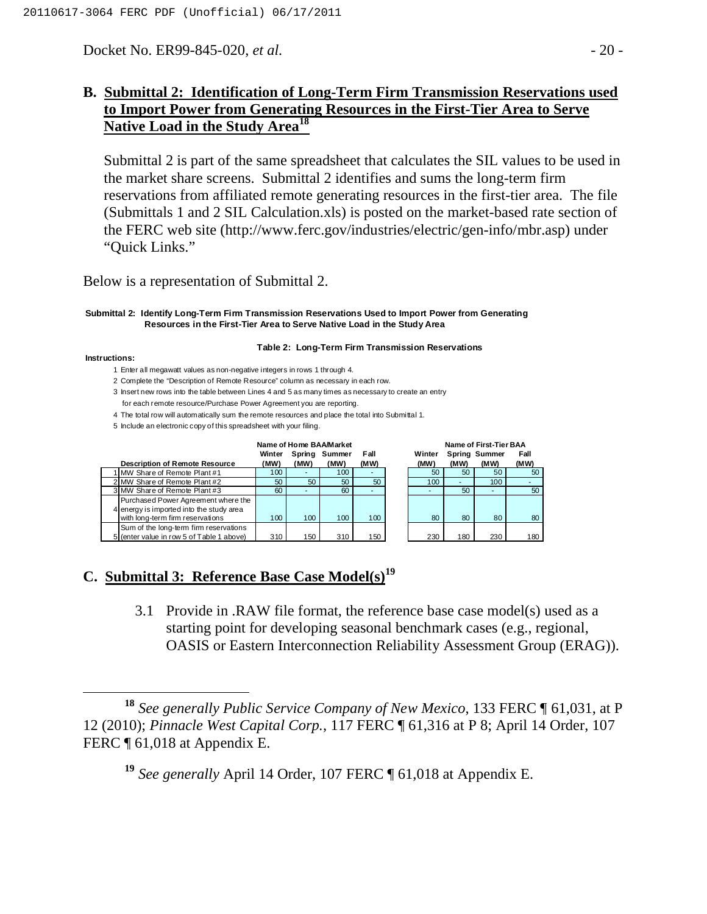## B. Submittal 2: Identification of Long-Term Firm Transmission Reservations used to Import Power from Generating Resources in the First-Tier Area to Serve Native Load in the Study Area[18]

Submittal 2 is part of the same spreadsheet that calculates the SIL values to be used in the market share screens. Submittal 2 identifies and sums the long-term firm reservations from affiliated remote generating resources in the first-tier area. The file (Submittals 1 and 2 SIL Calculation.xls) is posted on the market-based rate section of the FERC web site (http://www.ferc.gov/industries/electric/gen-info/mbr.asp) under "Quick Links."

Below is a representation of Submittal 2.

**Submittal 2: Identify Long-Term Firm Transmission Reservations Used to Import Power from Generating Resources in the First-Tier Area to Serve Native Load in the Study Area**

**Table 2: Long-Term Firm Transmission Reservations**

**Instructions:**

1. Enter all megawatt values as non-negative integers in rows 1 through 4.
2. Complete the "Description of Remote Resource" column as necessary in each row.
3. Insert new rows into the table between Lines 4 and 5 as many times as necessary to create an entry for each remote resource/Purchase Power Agreement you are reporting.
4. The total row will automatically sum the remote resources and place the total into Submittal 1.
5. Include an electronic copy of this spreadsheet with your filing.

| | | Name of Home BAA/Market | | | | Name of First-Tier BAA | | | |
|---|---|---|---|---|---|---|---|---|---|
| | **Description of Remote Resource** | **Winter (MW)** | **Spring (MW)** | **Summer (MW)** | **Fall (MW)** | **Winter (MW)** | **Spring (MW)** | **Summer (MW)** | **Fall (MW)** |
| 1 | MW Share of Remote Plant #1 | 100 | - | 100 | - | 50 | 50 | 50 | 50 |
| 2 | MW Share of Remote Plant #2 | 50 | 50 | 50 | 50 | 100 | - | 100 | - |
| 3 | MW Share of Remote Plant #3 | 60 | - | 60 | - | - | 50 | - | 50 |
| 4 | Purchased Power Agreement where the energy is imported into the study area with long-term firm reservations | 100 | 100 | 100 | 100 | 80 | 80 | 80 | 80 |
| 5 | Sum of the long-term firm reservations (enter value in row 5 of Table 1 above) | 310 | 150 | 310 | 150 | 230 | 180 | 230 | 180 |

## C. Submittal 3: Reference Base Case Model(s)[19]

3.1 Provide in .RAW file format, the reference base case model(s) used as a starting point for developing seasonal benchmark cases (e.g., regional, OASIS or Eastern Interconnection Reliability Assessment Group (ERAG)).

---

[18] *See generally Public Service Company of New Mexico*, 133 FERC ¶ 61,031, at P 12 (2010); *Pinnacle West Capital Corp.*, 117 FERC ¶ 61,316 at P 8; April 14 Order, 107 FERC ¶ 61,018 at Appendix E.

[19] *See generally* April 14 Order, 107 FERC ¶ 61,018 at Appendix E.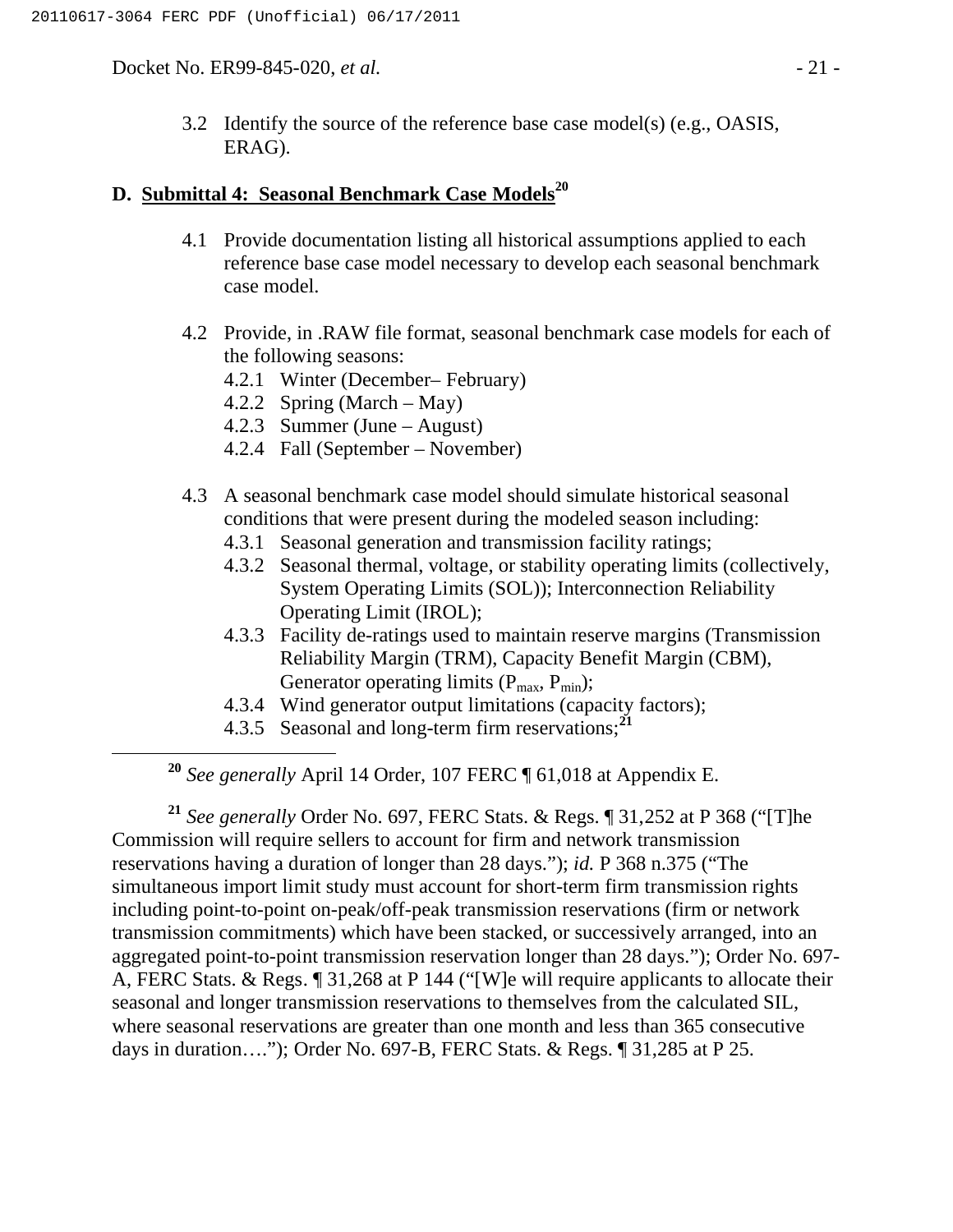3.2 Identify the source of the reference base case model(s) (e.g., OASIS, ERAG).

## D. Submittal 4: Seasonal Benchmark Case Models[20]

4.1 Provide documentation listing all historical assumptions applied to each reference base case model necessary to develop each seasonal benchmark case model.

4.2 Provide, in .RAW file format, seasonal benchmark case models for each of the following seasons:
- 4.2.1 Winter (December– February)
- 4.2.2 Spring (March – May)
- 4.2.3 Summer (June – August)
- 4.2.4 Fall (September – November)

4.3 A seasonal benchmark case model should simulate historical seasonal conditions that were present during the modeled season including:
- 4.3.1 Seasonal generation and transmission facility ratings;
- 4.3.2 Seasonal thermal, voltage, or stability operating limits (collectively, System Operating Limits (SOL)); Interconnection Reliability Operating Limit (IROL);
- 4.3.3 Facility de-ratings used to maintain reserve margins (Transmission Reliability Margin (TRM), Capacity Benefit Margin (CBM), Generator operating limits ($P_{max}$, $P_{min}$);
- 4.3.4 Wind generator output limitations (capacity factors);
- 4.3.5 Seasonal and long-term firm reservations;[21]

---

[20] *See generally* April 14 Order, 107 FERC ¶ 61,018 at Appendix E.

[21] *See generally* Order No. 697, FERC Stats. & Regs. ¶ 31,252 at P 368 ("[T]he Commission will require sellers to account for firm and network transmission reservations having a duration of longer than 28 days."); *id.* P 368 n.375 ("The simultaneous import limit study must account for short-term firm transmission rights including point-to-point on-peak/off-peak transmission reservations (firm or network transmission commitments) which have been stacked, or successively arranged, into an aggregated point-to-point transmission reservation longer than 28 days."); Order No. 697-A, FERC Stats. & Regs. ¶ 31,268 at P 144 ("[W]e will require applicants to allocate their seasonal and longer transmission reservations to themselves from the calculated SIL, where seasonal reservations are greater than one month and less than 365 consecutive days in duration…."); Order No. 697-B, FERC Stats. & Regs. ¶ 31,285 at P 25.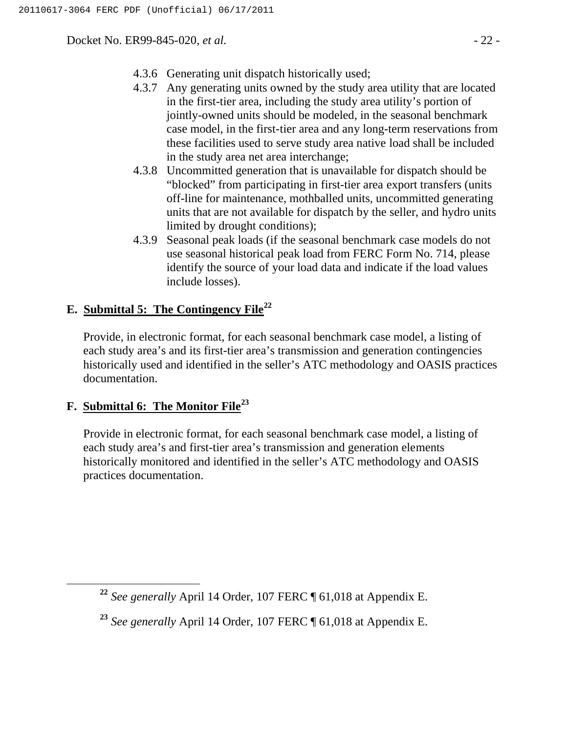4.3.6 Generating unit dispatch historically used;

4.3.7 Any generating units owned by the study area utility that are located in the first-tier area, including the study area utility's portion of jointly-owned units should be modeled, in the seasonal benchmark case model, in the first-tier area and any long-term reservations from these facilities used to serve study area native load shall be included in the study area net area interchange;

4.3.8 Uncommitted generation that is unavailable for dispatch should be "blocked" from participating in first-tier area export transfers (units off-line for maintenance, mothballed units, uncommitted generating units that are not available for dispatch by the seller, and hydro units limited by drought conditions);

4.3.9 Seasonal peak loads (if the seasonal benchmark case models do not use seasonal historical peak load from FERC Form No. 714, please identify the source of your load data and indicate if the load values include losses).

## E. Submittal 5: The Contingency File[22]

Provide, in electronic format, for each seasonal benchmark case model, a listing of each study area's and its first-tier area's transmission and generation contingencies historically used and identified in the seller's ATC methodology and OASIS practices documentation.

## F. Submittal 6: The Monitor File[23]

Provide in electronic format, for each seasonal benchmark case model, a listing of each study area's and first-tier area's transmission and generation elements historically monitored and identified in the seller's ATC methodology and OASIS practices documentation.

---

[22] *See generally* April 14 Order, 107 FERC ¶ 61,018 at Appendix E.

[23] *See generally* April 14 Order, 107 FERC ¶ 61,018 at Appendix E.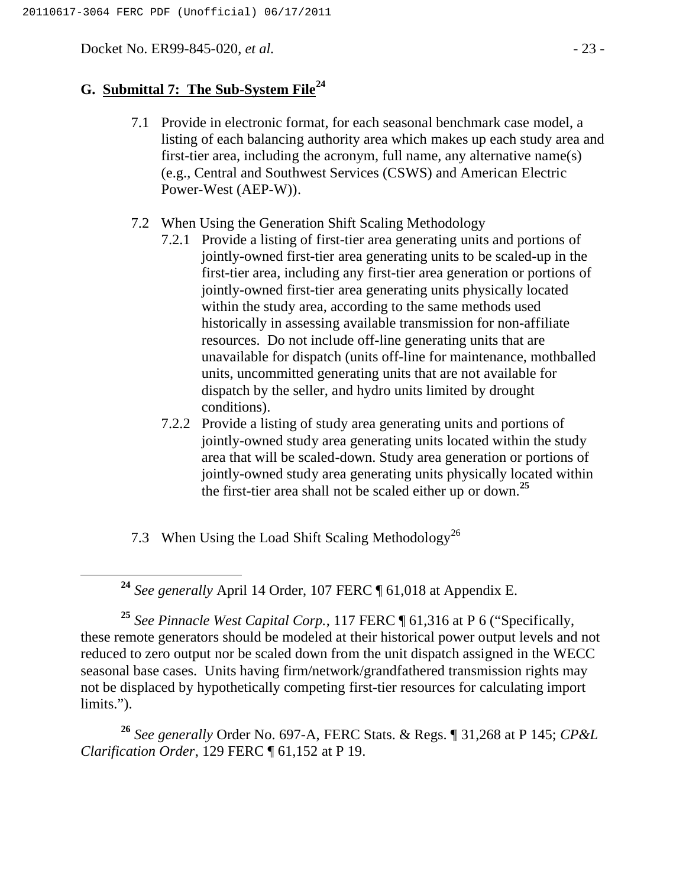## G. Submittal 7: The Sub-System File[24]

7.1 Provide in electronic format, for each seasonal benchmark case model, a listing of each balancing authority area which makes up each study area and first-tier area, including the acronym, full name, any alternative name(s) (e.g., Central and Southwest Services (CSWS) and American Electric Power-West (AEP-W)).

7.2 When Using the Generation Shift Scaling Methodology

7.2.1 Provide a listing of first-tier area generating units and portions of jointly-owned first-tier area generating units to be scaled-up in the first-tier area, including any first-tier area generation or portions of jointly-owned first-tier area generating units physically located within the study area, according to the same methods used historically in assessing available transmission for non-affiliate resources. Do not include off-line generating units that are unavailable for dispatch (units off-line for maintenance, mothballed units, uncommitted generating units that are not available for dispatch by the seller, and hydro units limited by drought conditions).

7.2.2 Provide a listing of study area generating units and portions of jointly-owned study area generating units located within the study area that will be scaled-down. Study area generation or portions of jointly-owned study area generating units physically located within the first-tier area shall not be scaled either up or down.[25]

7.3 When Using the Load Shift Scaling Methodology[26]

---

[24] *See generally* April 14 Order, 107 FERC ¶ 61,018 at Appendix E.

[25] *See Pinnacle West Capital Corp.*, 117 FERC ¶ 61,316 at P 6 ("Specifically, these remote generators should be modeled at their historical power output levels and not reduced to zero output nor be scaled down from the unit dispatch assigned in the WECC seasonal base cases. Units having firm/network/grandfathered transmission rights may not be displaced by hypothetically competing first-tier resources for calculating import limits.").

[26] *See generally* Order No. 697-A, FERC Stats. & Regs. ¶ 31,268 at P 145; *CP&L Clarification Order*, 129 FERC ¶ 61,152 at P 19.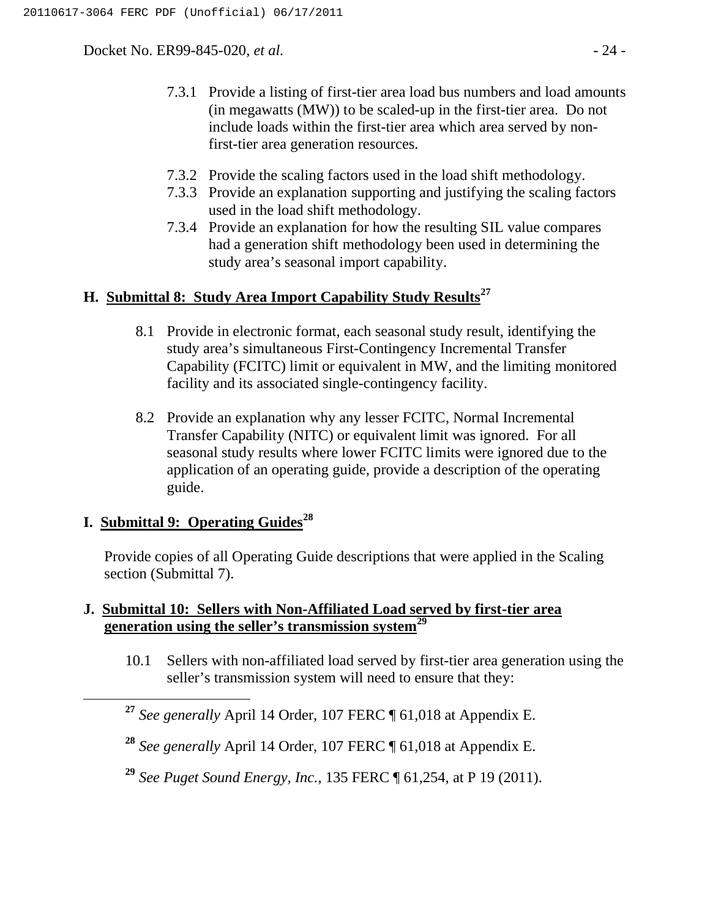7.3.1 Provide a listing of first-tier area load bus numbers and load amounts (in megawatts (MW)) to be scaled-up in the first-tier area. Do not include loads within the first-tier area which area served by non-first-tier area generation resources.

7.3.2 Provide the scaling factors used in the load shift methodology.

7.3.3 Provide an explanation supporting and justifying the scaling factors used in the load shift methodology.

7.3.4 Provide an explanation for how the resulting SIL value compares had a generation shift methodology been used in determining the study area's seasonal import capability.

### H. Submittal 8: Study Area Import Capability Study Results[27]

8.1 Provide in electronic format, each seasonal study result, identifying the study area's simultaneous First-Contingency Incremental Transfer Capability (FCITC) limit or equivalent in MW, and the limiting monitored facility and its associated single-contingency facility.

8.2 Provide an explanation why any lesser FCITC, Normal Incremental Transfer Capability (NITC) or equivalent limit was ignored. For all seasonal study results where lower FCITC limits were ignored due to the application of an operating guide, provide a description of the operating guide.

### I. Submittal 9: Operating Guides[28]

Provide copies of all Operating Guide descriptions that were applied in the Scaling section (Submittal 7).

### J. Submittal 10: Sellers with Non-Affiliated Load served by first-tier area generation using the seller's transmission system[29]

10.1 Sellers with non-affiliated load served by first-tier area generation using the seller's transmission system will need to ensure that they:

---

[27] *See generally* April 14 Order, 107 FERC ¶ 61,018 at Appendix E.

[28] *See generally* April 14 Order, 107 FERC ¶ 61,018 at Appendix E.

[29] *See Puget Sound Energy, Inc.*, 135 FERC ¶ 61,254, at P 19 (2011).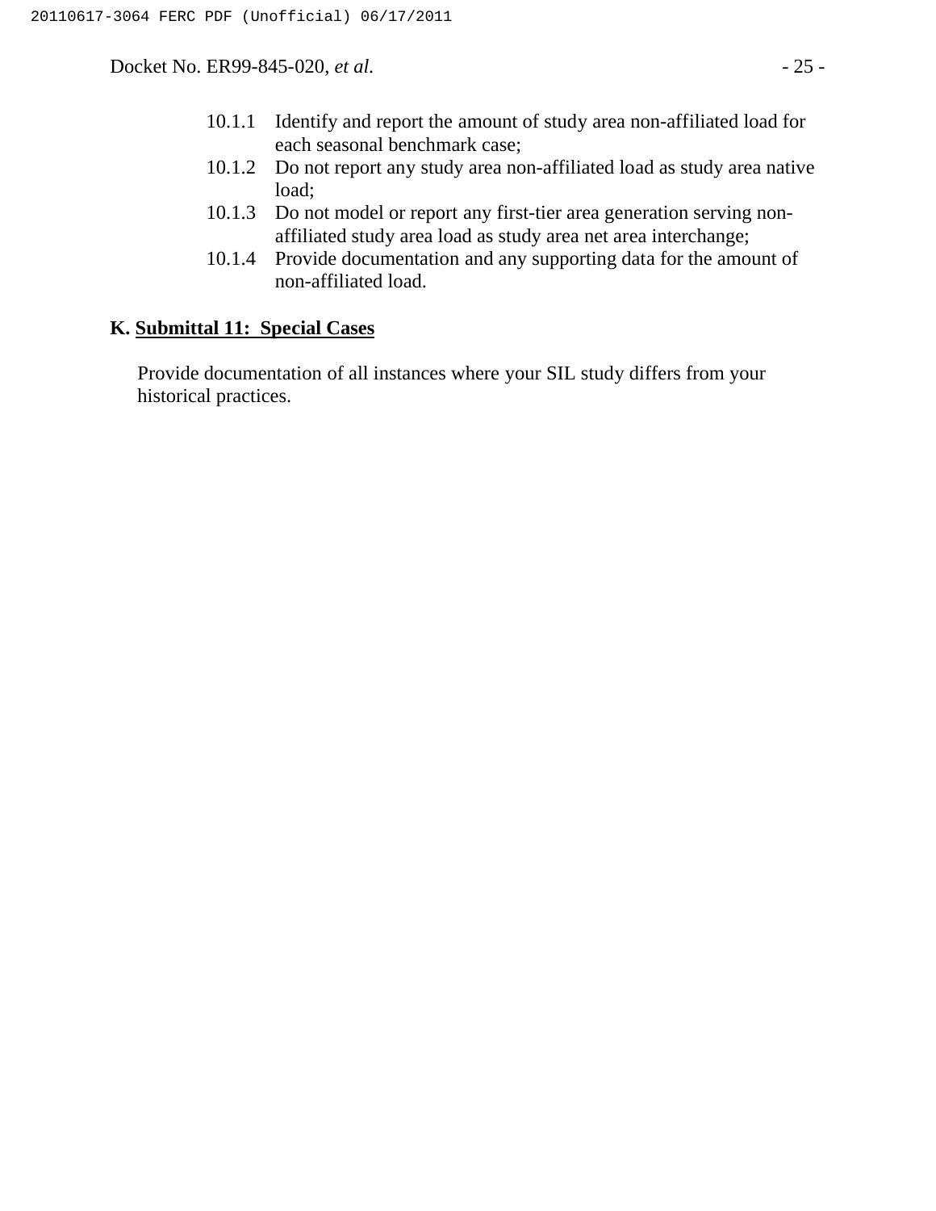10.1.1 Identify and report the amount of study area non-affiliated load for each seasonal benchmark case;

10.1.2 Do not report any study area non-affiliated load as study area native load;

10.1.3 Do not model or report any first-tier area generation serving non-affiliated study area load as study area net area interchange;

10.1.4 Provide documentation and any supporting data for the amount of non-affiliated load.

## K. Submittal 11: Special Cases

Provide documentation of all instances where your SIL study differs from your historical practices.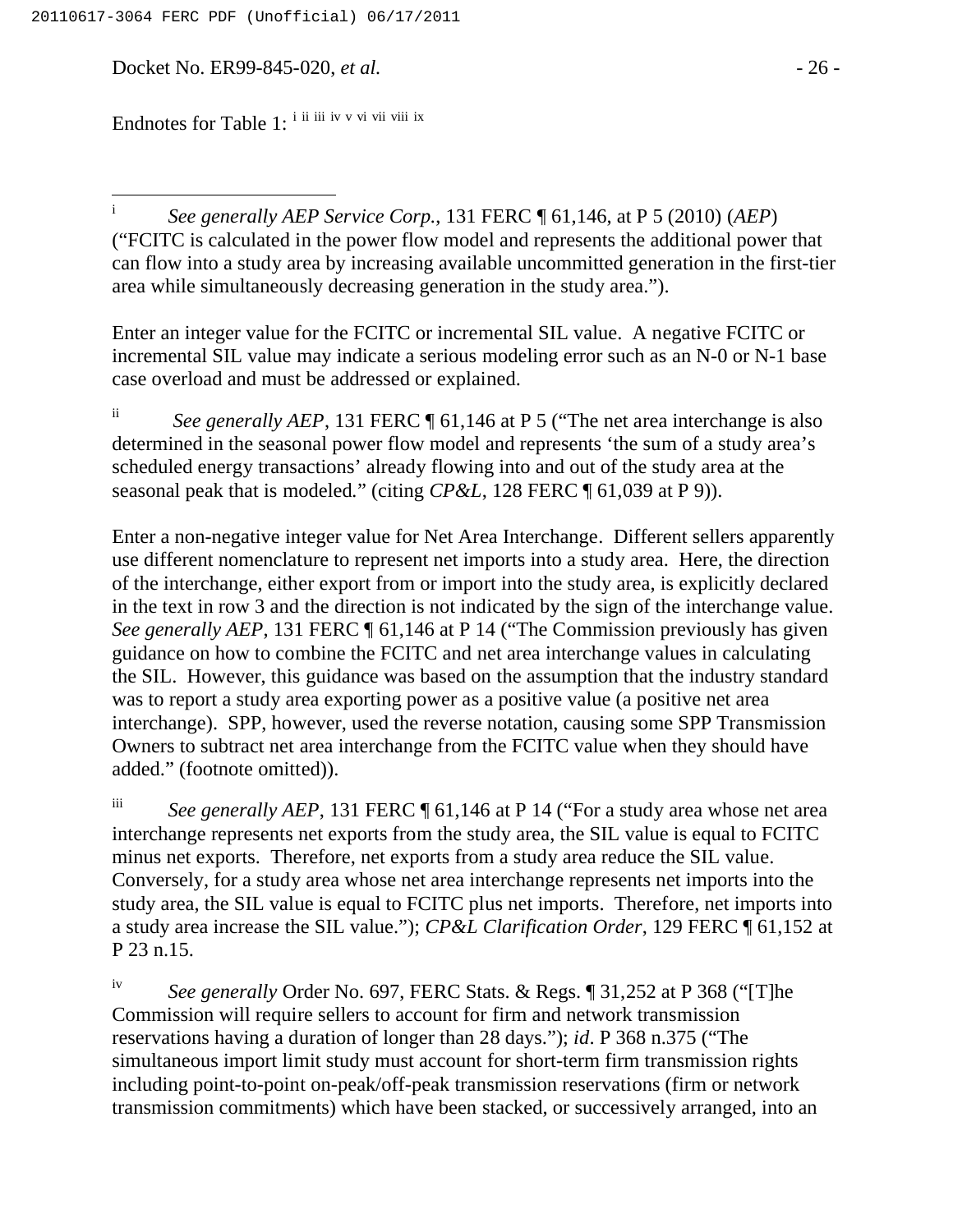Endnotes for Table 1: [i] [ii] [iii] [iv] [v] [vi] [vii] [viii] [ix]

---

[i] *See generally AEP Service Corp.*, 131 FERC ¶ 61,146, at P 5 (2010) (*AEP*) ("FCITC is calculated in the power flow model and represents the additional power that can flow into a study area by increasing available uncommitted generation in the first-tier area while simultaneously decreasing generation in the study area.").

Enter an integer value for the FCITC or incremental SIL value. A negative FCITC or incremental SIL value may indicate a serious modeling error such as an N-0 or N-1 base case overload and must be addressed or explained.

[ii] *See generally AEP*, 131 FERC ¶ 61,146 at P 5 ("The net area interchange is also determined in the seasonal power flow model and represents 'the sum of a study area's scheduled energy transactions' already flowing into and out of the study area at the seasonal peak that is modeled." (citing *CP&L*, 128 FERC ¶ 61,039 at P 9)).

Enter a non-negative integer value for Net Area Interchange. Different sellers apparently use different nomenclature to represent net imports into a study area. Here, the direction of the interchange, either export from or import into the study area, is explicitly declared in the text in row 3 and the direction is not indicated by the sign of the interchange value. *See generally AEP*, 131 FERC ¶ 61,146 at P 14 ("The Commission previously has given guidance on how to combine the FCITC and net area interchange values in calculating the SIL. However, this guidance was based on the assumption that the industry standard was to report a study area exporting power as a positive value (a positive net area interchange). SPP, however, used the reverse notation, causing some SPP Transmission Owners to subtract net area interchange from the FCITC value when they should have added." (footnote omitted)).

[iii] *See generally AEP*, 131 FERC ¶ 61,146 at P 14 ("For a study area whose net area interchange represents net exports from the study area, the SIL value is equal to FCITC minus net exports. Therefore, net exports from a study area reduce the SIL value. Conversely, for a study area whose net area interchange represents net imports into the study area, the SIL value is equal to FCITC plus net imports. Therefore, net imports into a study area increase the SIL value."); *CP&L Clarification Order*, 129 FERC ¶ 61,152 at P 23 n.15.

[iv] *See generally* Order No. 697, FERC Stats. & Regs. ¶ 31,252 at P 368 ("[T]he Commission will require sellers to account for firm and network transmission reservations having a duration of longer than 28 days."); *id*. P 368 n.375 ("The simultaneous import limit study must account for short-term firm transmission rights including point-to-point on-peak/off-peak transmission reservations (firm or network transmission commitments) which have been stacked, or successively arranged, into an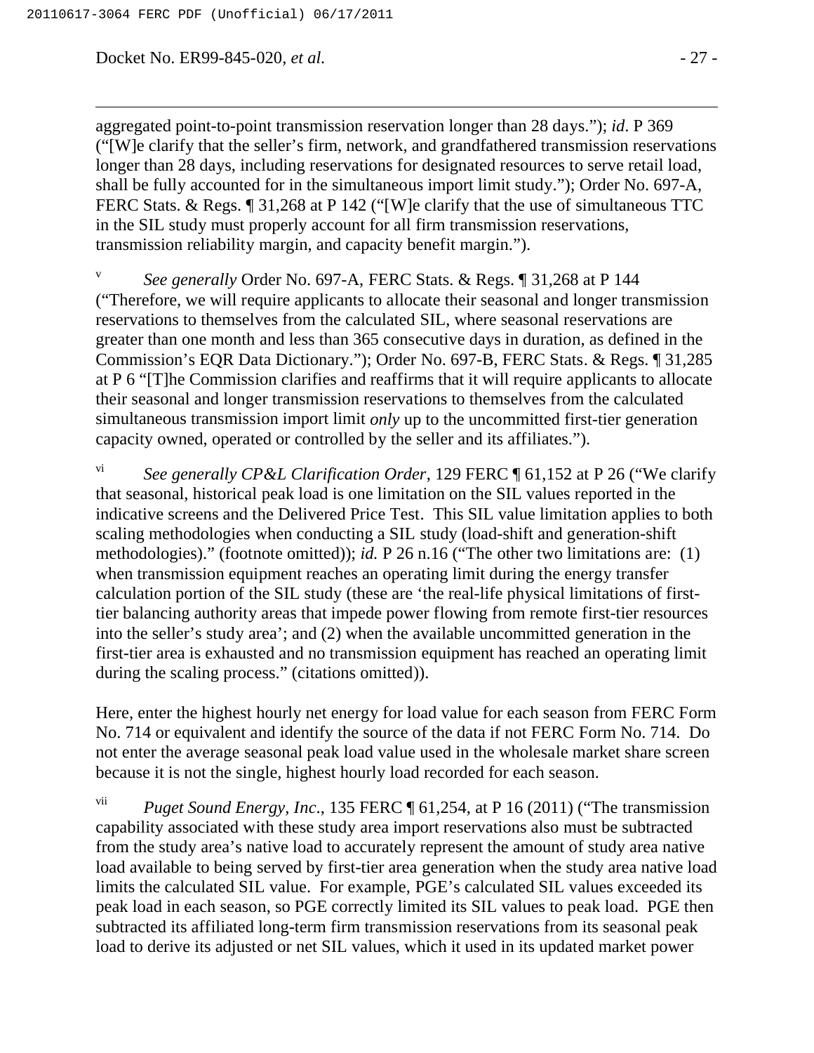aggregated point-to-point transmission reservation longer than 28 days."); *id*. P 369 ("[W]e clarify that the seller's firm, network, and grandfathered transmission reservations longer than 28 days, including reservations for designated resources to serve retail load, shall be fully accounted for in the simultaneous import limit study."); Order No. 697-A, FERC Stats. & Regs. ¶ 31,268 at P 142 ("[W]e clarify that the use of simultaneous TTC in the SIL study must properly account for all firm transmission reservations, transmission reliability margin, and capacity benefit margin.").

[v] *See generally* Order No. 697-A, FERC Stats. & Regs. ¶ 31,268 at P 144 ("Therefore, we will require applicants to allocate their seasonal and longer transmission reservations to themselves from the calculated SIL, where seasonal reservations are greater than one month and less than 365 consecutive days in duration, as defined in the Commission's EQR Data Dictionary."); Order No. 697-B, FERC Stats. & Regs. ¶ 31,285 at P 6 "[T]he Commission clarifies and reaffirms that it will require applicants to allocate their seasonal and longer transmission reservations to themselves from the calculated simultaneous transmission import limit *only* up to the uncommitted first-tier generation capacity owned, operated or controlled by the seller and its affiliates.").

[vi] *See generally CP&L Clarification Order*, 129 FERC ¶ 61,152 at P 26 ("We clarify that seasonal, historical peak load is one limitation on the SIL values reported in the indicative screens and the Delivered Price Test. This SIL value limitation applies to both scaling methodologies when conducting a SIL study (load-shift and generation-shift methodologies)." (footnote omitted)); *id.* P 26 n.16 ("The other two limitations are: (1) when transmission equipment reaches an operating limit during the energy transfer calculation portion of the SIL study (these are 'the real-life physical limitations of first-tier balancing authority areas that impede power flowing from remote first-tier resources into the seller's study area'; and (2) when the available uncommitted generation in the first-tier area is exhausted and no transmission equipment has reached an operating limit during the scaling process." (citations omitted)).

Here, enter the highest hourly net energy for load value for each season from FERC Form No. 714 or equivalent and identify the source of the data if not FERC Form No. 714. Do not enter the average seasonal peak load value used in the wholesale market share screen because it is not the single, highest hourly load recorded for each season.

[vii] *Puget Sound Energy, Inc*., 135 FERC ¶ 61,254, at P 16 (2011) ("The transmission capability associated with these study area import reservations also must be subtracted from the study area's native load to accurately represent the amount of study area native load available to being served by first-tier area generation when the study area native load limits the calculated SIL value. For example, PGE's calculated SIL values exceeded its peak load in each season, so PGE correctly limited its SIL values to peak load. PGE then subtracted its affiliated long-term firm transmission reservations from its seasonal peak load to derive its adjusted or net SIL values, which it used in its updated market power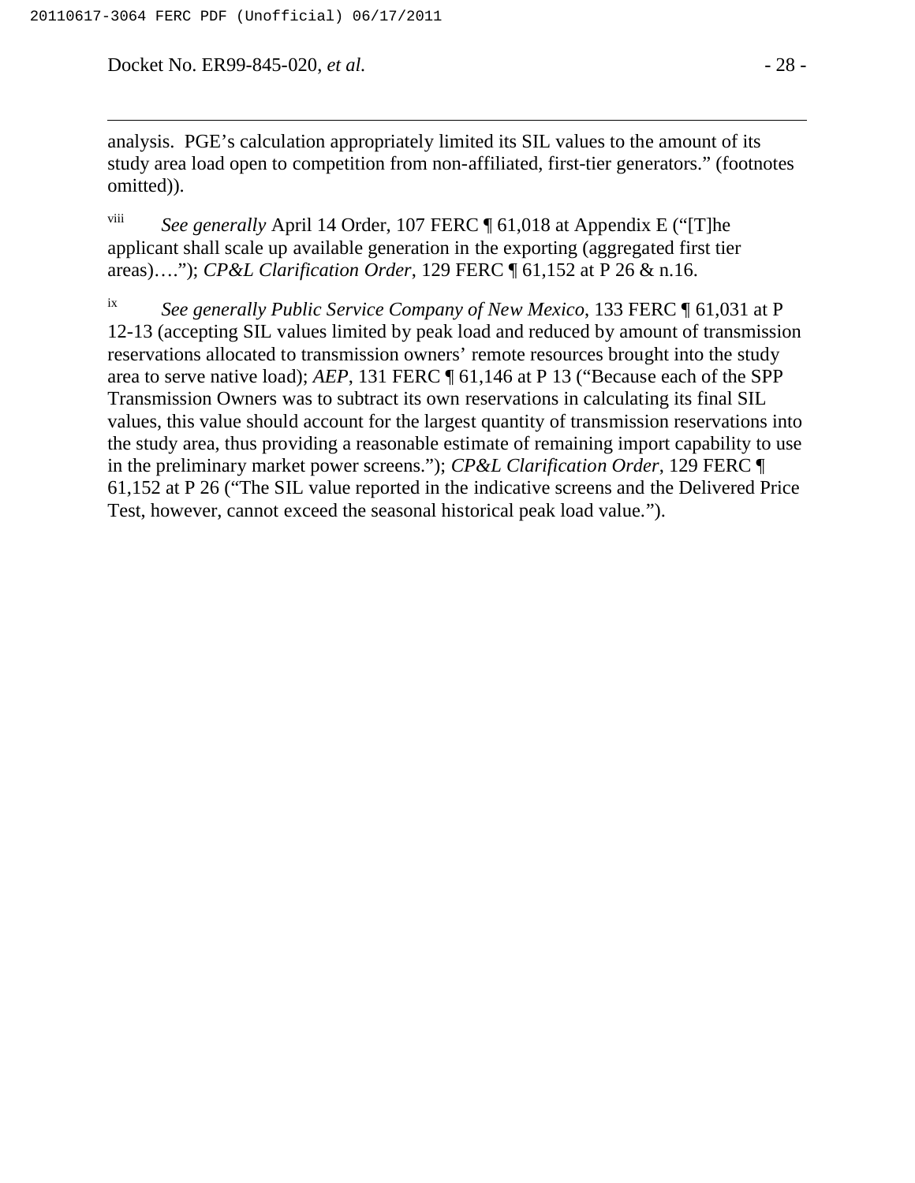analysis. PGE's calculation appropriately limited its SIL values to the amount of its study area load open to competition from non-affiliated, first-tier generators." (footnotes omitted)).

[viii] *See generally* April 14 Order, 107 FERC ¶ 61,018 at Appendix E ("[T]he applicant shall scale up available generation in the exporting (aggregated first tier areas)…."); *CP&L Clarification Order*, 129 FERC ¶ 61,152 at P 26 & n.16.

[ix] *See generally Public Service Company of New Mexico*, 133 FERC ¶ 61,031 at P 12-13 (accepting SIL values limited by peak load and reduced by amount of transmission reservations allocated to transmission owners' remote resources brought into the study area to serve native load); *AEP*, 131 FERC ¶ 61,146 at P 13 ("Because each of the SPP Transmission Owners was to subtract its own reservations in calculating its final SIL values, this value should account for the largest quantity of transmission reservations into the study area, thus providing a reasonable estimate of remaining import capability to use in the preliminary market power screens."); *CP&L Clarification Order*, 129 FERC ¶ 61,152 at P 26 ("The SIL value reported in the indicative screens and the Delivered Price Test, however, cannot exceed the seasonal historical peak load value.").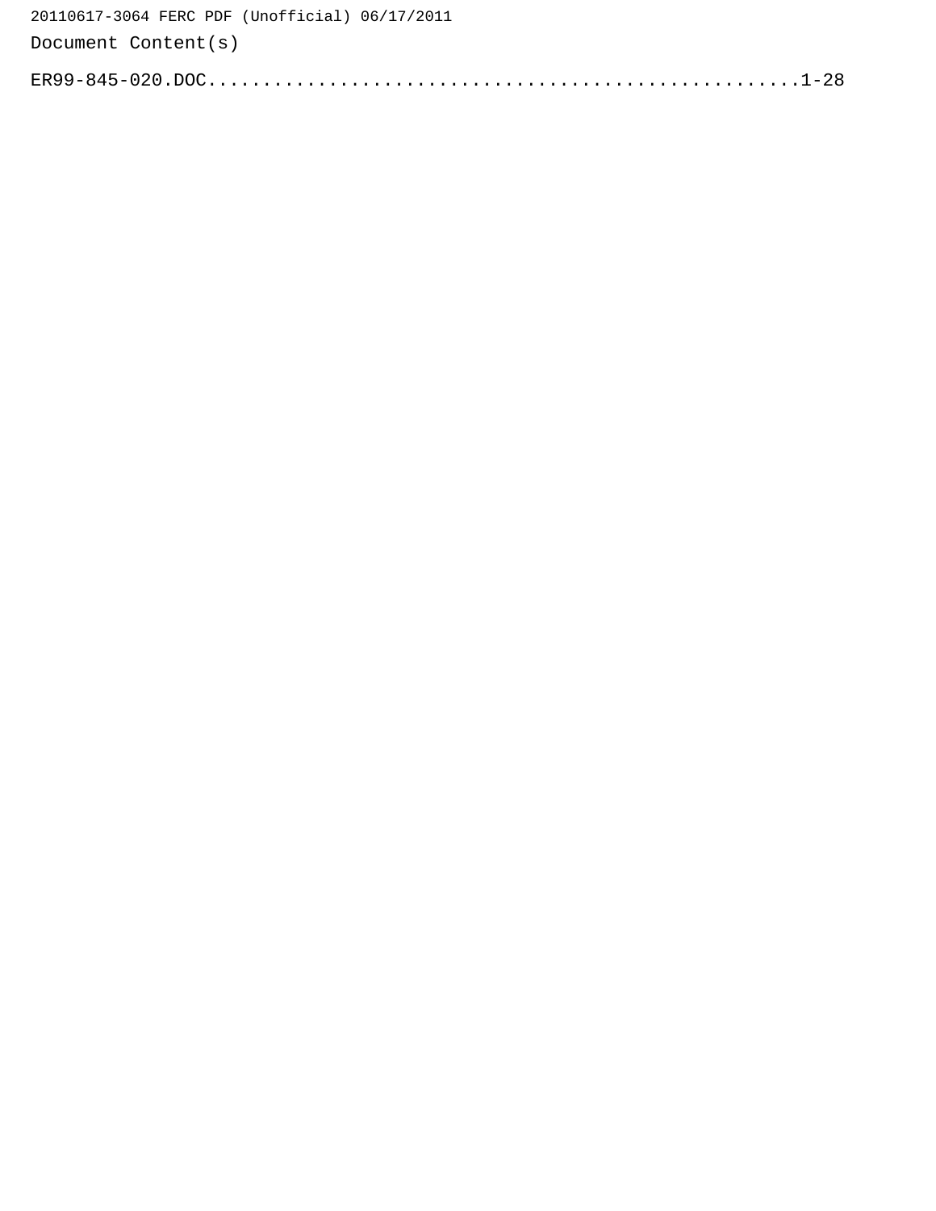Document Content(s)

ER99-845-020.DOC......................................................1-28